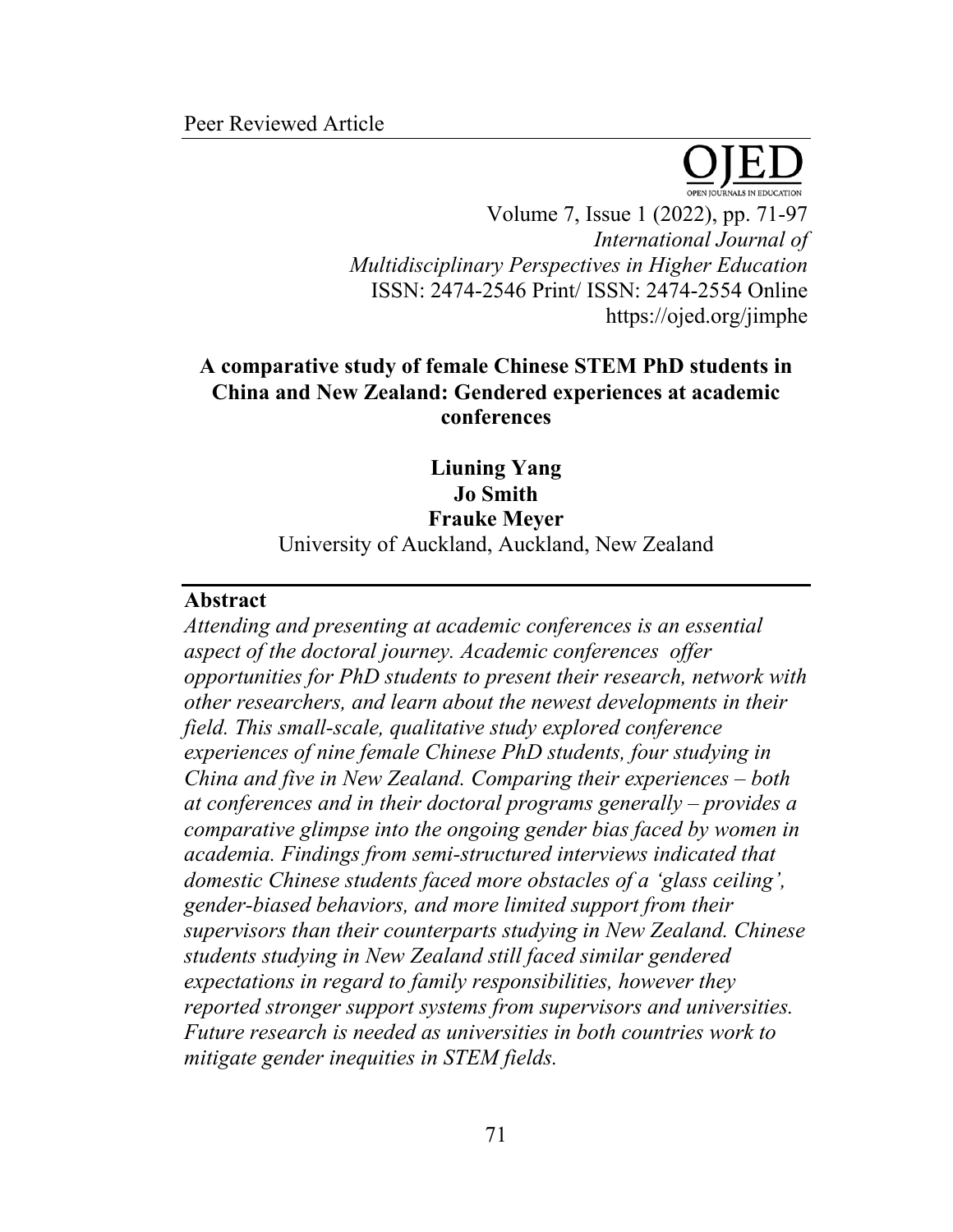Peer Reviewed Article

# A comparative study of female Chinese STEM PhD students in China and New Zealand: Gendered experiences at academic conferences

**Liuning Yang**
**Jo Smith**
**Frauke Meyer**
University of Auckland, Auckland, New Zealand

## Abstract

*Attending and presenting at academic conferences is an essential aspect of the doctoral journey. Academic conferences offer opportunities for PhD students to present their research, network with other researchers, and learn about the newest developments in their field. This small-scale, qualitative study explored conference experiences of nine female Chinese PhD students, four studying in China and five in New Zealand. Comparing their experiences – both at conferences and in their doctoral programs generally – provides a comparative glimpse into the ongoing gender bias faced by women in academia. Findings from semi-structured interviews indicated that domestic Chinese students faced more obstacles of a 'glass ceiling', gender-biased behaviors, and more limited support from their supervisors than their counterparts studying in New Zealand. Chinese students studying in New Zealand still faced similar gendered expectations in regard to family responsibilities, however they reported stronger support systems from supervisors and universities. Future research is needed as universities in both countries work to mitigate gender inequities in STEM fields.*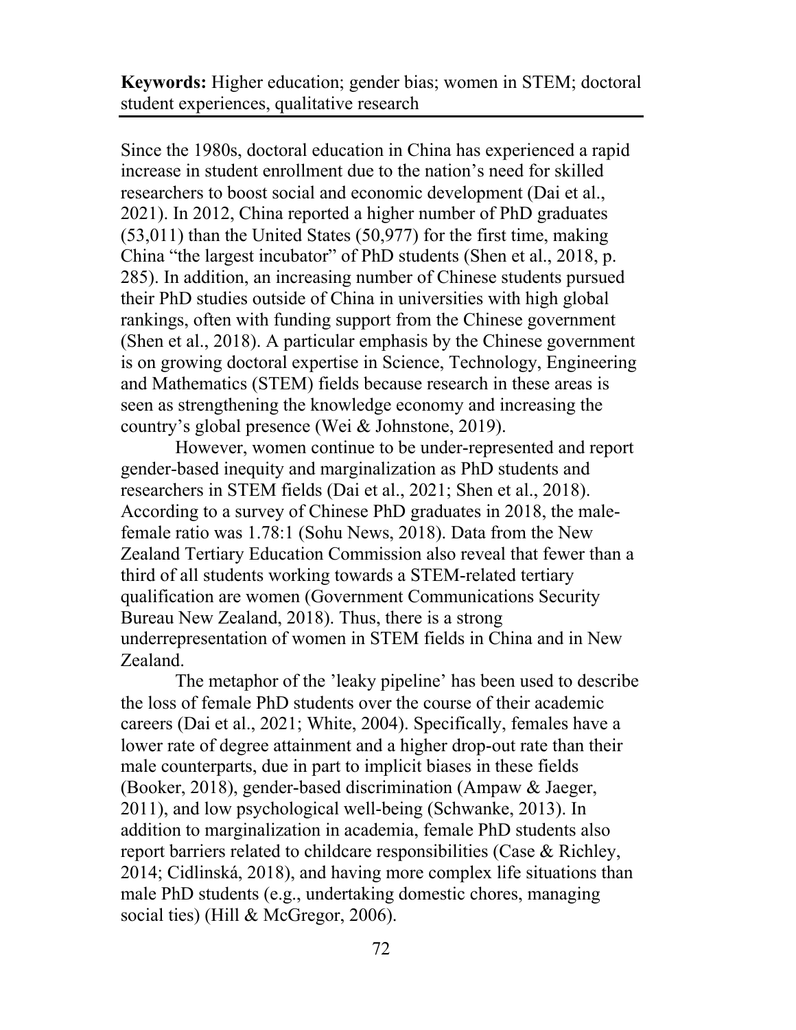**Keywords:** Higher education; gender bias; women in STEM; doctoral student experiences, qualitative research

Since the 1980s, doctoral education in China has experienced a rapid increase in student enrollment due to the nation's need for skilled researchers to boost social and economic development (Dai et al., 2021). In 2012, China reported a higher number of PhD graduates (53,011) than the United States (50,977) for the first time, making China "the largest incubator" of PhD students (Shen et al., 2018, p. 285). In addition, an increasing number of Chinese students pursued their PhD studies outside of China in universities with high global rankings, often with funding support from the Chinese government (Shen et al., 2018). A particular emphasis by the Chinese government is on growing doctoral expertise in Science, Technology, Engineering and Mathematics (STEM) fields because research in these areas is seen as strengthening the knowledge economy and increasing the country's global presence (Wei & Johnstone, 2019).

However, women continue to be under-represented and report gender-based inequity and marginalization as PhD students and researchers in STEM fields (Dai et al., 2021; Shen et al., 2018). According to a survey of Chinese PhD graduates in 2018, the male-female ratio was 1.78:1 (Sohu News, 2018). Data from the New Zealand Tertiary Education Commission also reveal that fewer than a third of all students working towards a STEM-related tertiary qualification are women (Government Communications Security Bureau New Zealand, 2018). Thus, there is a strong underrepresentation of women in STEM fields in China and in New Zealand.

The metaphor of the 'leaky pipeline' has been used to describe the loss of female PhD students over the course of their academic careers (Dai et al., 2021; White, 2004). Specifically, females have a lower rate of degree attainment and a higher drop-out rate than their male counterparts, due in part to implicit biases in these fields (Booker, 2018), gender-based discrimination (Ampaw & Jaeger, 2011), and low psychological well-being (Schwanke, 2013). In addition to marginalization in academia, female PhD students also report barriers related to childcare responsibilities (Case & Richley, 2014; Cidlinská, 2018), and having more complex life situations than male PhD students (e.g., undertaking domestic chores, managing social ties) (Hill & McGregor, 2006).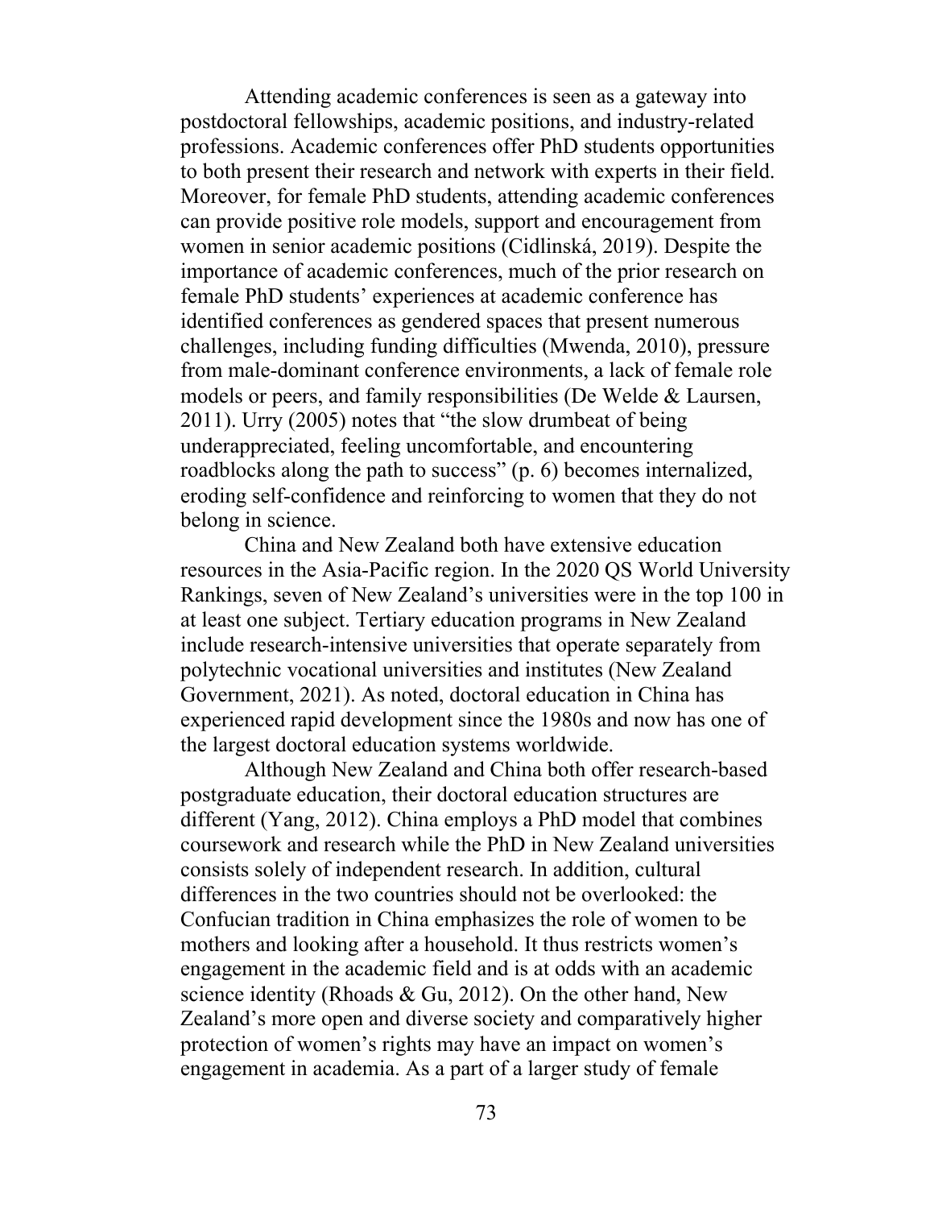Attending academic conferences is seen as a gateway into postdoctoral fellowships, academic positions, and industry-related professions. Academic conferences offer PhD students opportunities to both present their research and network with experts in their field. Moreover, for female PhD students, attending academic conferences can provide positive role models, support and encouragement from women in senior academic positions (Cidlinská, 2019). Despite the importance of academic conferences, much of the prior research on female PhD students' experiences at academic conference has identified conferences as gendered spaces that present numerous challenges, including funding difficulties (Mwenda, 2010), pressure from male-dominant conference environments, a lack of female role models or peers, and family responsibilities (De Welde & Laursen, 2011). Urry (2005) notes that "the slow drumbeat of being underappreciated, feeling uncomfortable, and encountering roadblocks along the path to success" (p. 6) becomes internalized, eroding self-confidence and reinforcing to women that they do not belong in science.

China and New Zealand both have extensive education resources in the Asia-Pacific region. In the 2020 QS World University Rankings, seven of New Zealand's universities were in the top 100 in at least one subject. Tertiary education programs in New Zealand include research-intensive universities that operate separately from polytechnic vocational universities and institutes (New Zealand Government, 2021). As noted, doctoral education in China has experienced rapid development since the 1980s and now has one of the largest doctoral education systems worldwide.

Although New Zealand and China both offer research-based postgraduate education, their doctoral education structures are different (Yang, 2012). China employs a PhD model that combines coursework and research while the PhD in New Zealand universities consists solely of independent research. In addition, cultural differences in the two countries should not be overlooked: the Confucian tradition in China emphasizes the role of women to be mothers and looking after a household. It thus restricts women's engagement in the academic field and is at odds with an academic science identity (Rhoads & Gu, 2012). On the other hand, New Zealand's more open and diverse society and comparatively higher protection of women's rights may have an impact on women's engagement in academia. As a part of a larger study of female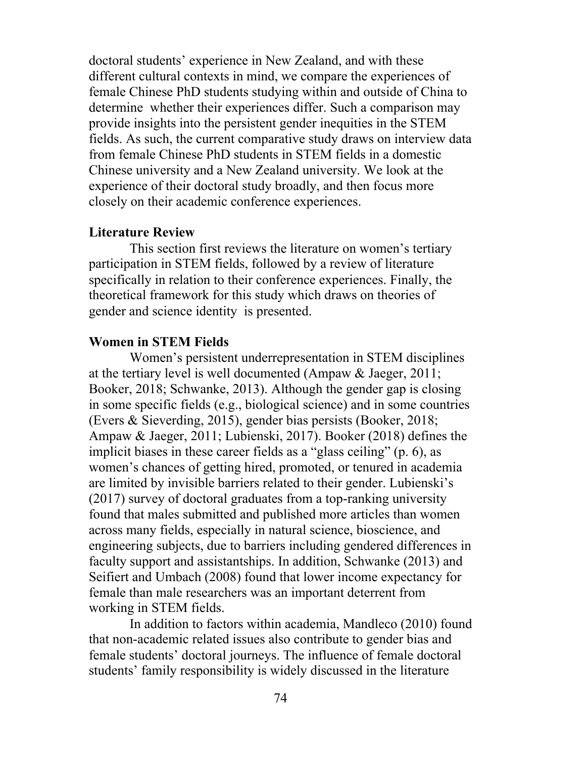doctoral students' experience in New Zealand, and with these different cultural contexts in mind, we compare the experiences of female Chinese PhD students studying within and outside of China to determine whether their experiences differ. Such a comparison may provide insights into the persistent gender inequities in the STEM fields. As such, the current comparative study draws on interview data from female Chinese PhD students in STEM fields in a domestic Chinese university and a New Zealand university. We look at the experience of their doctoral study broadly, and then focus more closely on their academic conference experiences.

## Literature Review

This section first reviews the literature on women's tertiary participation in STEM fields, followed by a review of literature specifically in relation to their conference experiences. Finally, the theoretical framework for this study which draws on theories of gender and science identity is presented.

### Women in STEM Fields

Women's persistent underrepresentation in STEM disciplines at the tertiary level is well documented (Ampaw & Jaeger, 2011; Booker, 2018; Schwanke, 2013). Although the gender gap is closing in some specific fields (e.g., biological science) and in some countries (Evers & Sieverding, 2015), gender bias persists (Booker, 2018; Ampaw & Jaeger, 2011; Lubienski, 2017). Booker (2018) defines the implicit biases in these career fields as a "glass ceiling" (p. 6), as women's chances of getting hired, promoted, or tenured in academia are limited by invisible barriers related to their gender. Lubienski's (2017) survey of doctoral graduates from a top-ranking university found that males submitted and published more articles than women across many fields, especially in natural science, bioscience, and engineering subjects, due to barriers including gendered differences in faculty support and assistantships. In addition, Schwanke (2013) and Seifiert and Umbach (2008) found that lower income expectancy for female than male researchers was an important deterrent from working in STEM fields.

In addition to factors within academia, Mandleco (2010) found that non-academic related issues also contribute to gender bias and female students' doctoral journeys. The influence of female doctoral students' family responsibility is widely discussed in the literature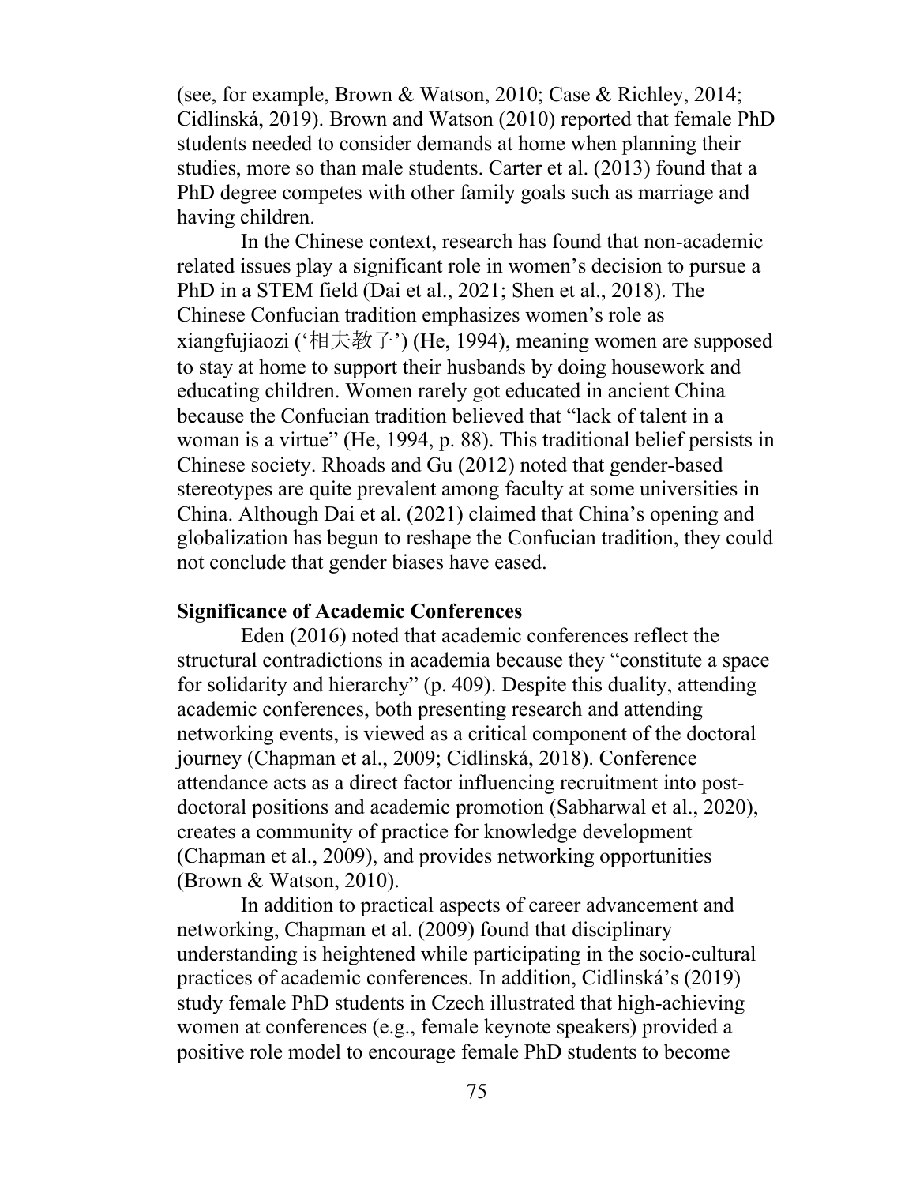(see, for example, Brown & Watson, 2010; Case & Richley, 2014; Cidlinská, 2019). Brown and Watson (2010) reported that female PhD students needed to consider demands at home when planning their studies, more so than male students. Carter et al. (2013) found that a PhD degree competes with other family goals such as marriage and having children.

In the Chinese context, research has found that non-academic related issues play a significant role in women's decision to pursue a PhD in a STEM field (Dai et al., 2021; Shen et al., 2018). The Chinese Confucian tradition emphasizes women's role as xiangfujiaozi ('相夫教子') (He, 1994), meaning women are supposed to stay at home to support their husbands by doing housework and educating children. Women rarely got educated in ancient China because the Confucian tradition believed that "lack of talent in a woman is a virtue" (He, 1994, p. 88). This traditional belief persists in Chinese society. Rhoads and Gu (2012) noted that gender-based stereotypes are quite prevalent among faculty at some universities in China. Although Dai et al. (2021) claimed that China's opening and globalization has begun to reshape the Confucian tradition, they could not conclude that gender biases have eased.

## Significance of Academic Conferences

Eden (2016) noted that academic conferences reflect the structural contradictions in academia because they "constitute a space for solidarity and hierarchy" (p. 409). Despite this duality, attending academic conferences, both presenting research and attending networking events, is viewed as a critical component of the doctoral journey (Chapman et al., 2009; Cidlinská, 2018). Conference attendance acts as a direct factor influencing recruitment into post-doctoral positions and academic promotion (Sabharwal et al., 2020), creates a community of practice for knowledge development (Chapman et al., 2009), and provides networking opportunities (Brown & Watson, 2010).

In addition to practical aspects of career advancement and networking, Chapman et al. (2009) found that disciplinary understanding is heightened while participating in the socio-cultural practices of academic conferences. In addition, Cidlinská's (2019) study female PhD students in Czech illustrated that high-achieving women at conferences (e.g., female keynote speakers) provided a positive role model to encourage female PhD students to become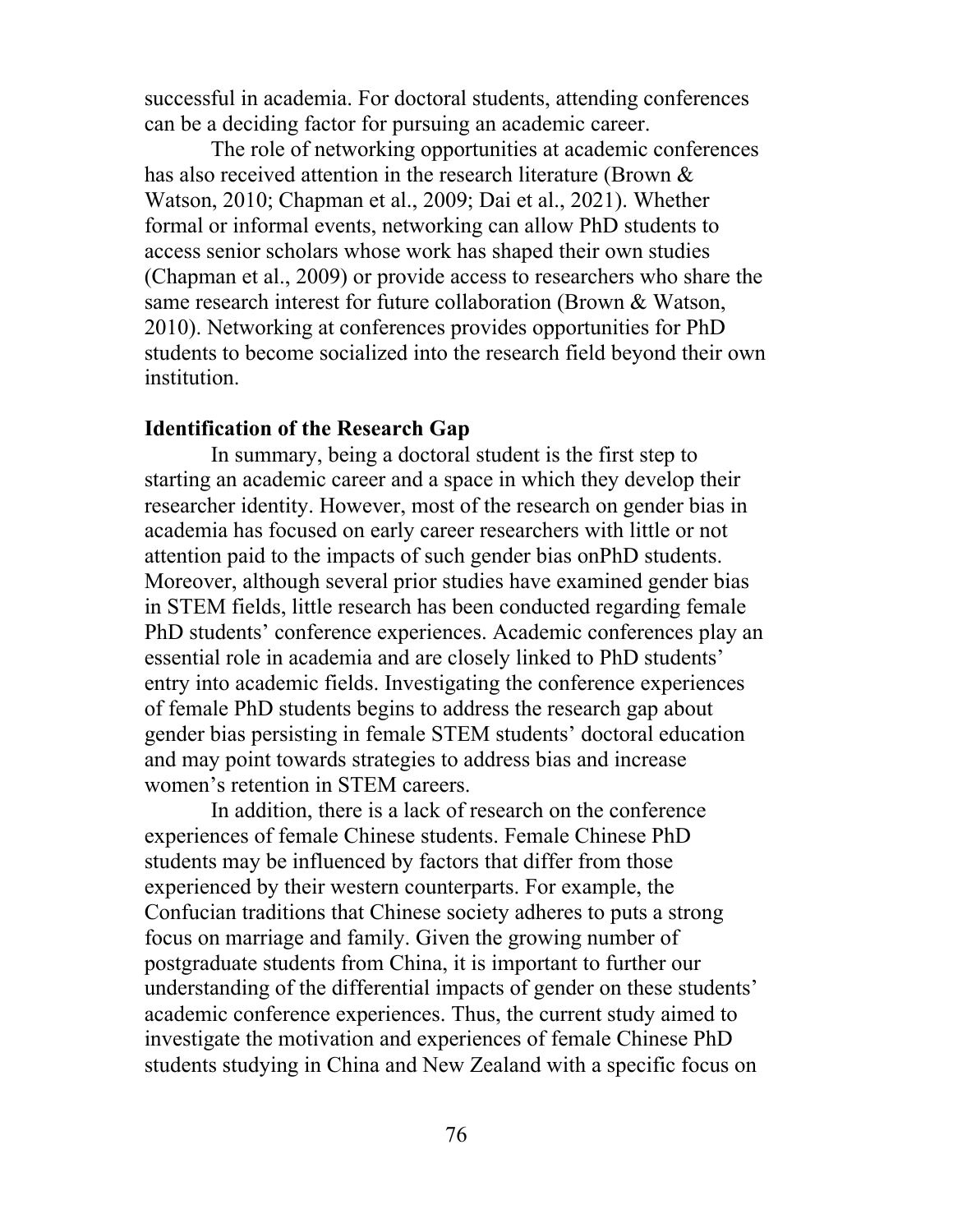successful in academia. For doctoral students, attending conferences can be a deciding factor for pursuing an academic career.

The role of networking opportunities at academic conferences has also received attention in the research literature (Brown & Watson, 2010; Chapman et al., 2009; Dai et al., 2021). Whether formal or informal events, networking can allow PhD students to access senior scholars whose work has shaped their own studies (Chapman et al., 2009) or provide access to researchers who share the same research interest for future collaboration (Brown & Watson, 2010). Networking at conferences provides opportunities for PhD students to become socialized into the research field beyond their own institution.

## Identification of the Research Gap

In summary, being a doctoral student is the first step to starting an academic career and a space in which they develop their researcher identity. However, most of the research on gender bias in academia has focused on early career researchers with little or not attention paid to the impacts of such gender bias onPhD students. Moreover, although several prior studies have examined gender bias in STEM fields, little research has been conducted regarding female PhD students' conference experiences. Academic conferences play an essential role in academia and are closely linked to PhD students' entry into academic fields. Investigating the conference experiences of female PhD students begins to address the research gap about gender bias persisting in female STEM students' doctoral education and may point towards strategies to address bias and increase women's retention in STEM careers.

In addition, there is a lack of research on the conference experiences of female Chinese students. Female Chinese PhD students may be influenced by factors that differ from those experienced by their western counterparts. For example, the Confucian traditions that Chinese society adheres to puts a strong focus on marriage and family. Given the growing number of postgraduate students from China, it is important to further our understanding of the differential impacts of gender on these students' academic conference experiences. Thus, the current study aimed to investigate the motivation and experiences of female Chinese PhD students studying in China and New Zealand with a specific focus on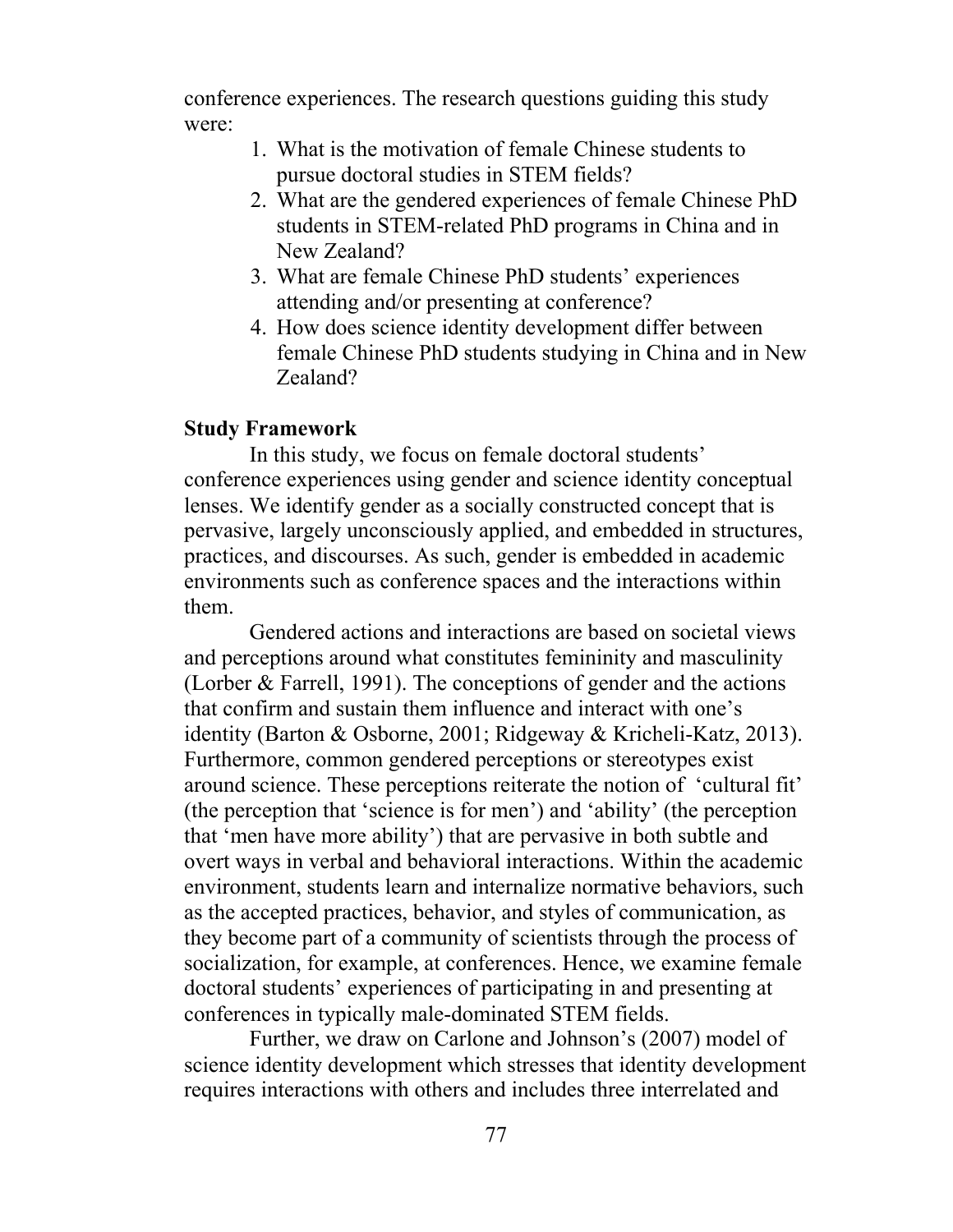conference experiences. The research questions guiding this study were:

1. What is the motivation of female Chinese students to pursue doctoral studies in STEM fields?
2. What are the gendered experiences of female Chinese PhD students in STEM-related PhD programs in China and in New Zealand?
3. What are female Chinese PhD students' experiences attending and/or presenting at conference?
4. How does science identity development differ between female Chinese PhD students studying in China and in New Zealand?

**Study Framework**

In this study, we focus on female doctoral students' conference experiences using gender and science identity conceptual lenses. We identify gender as a socially constructed concept that is pervasive, largely unconsciously applied, and embedded in structures, practices, and discourses. As such, gender is embedded in academic environments such as conference spaces and the interactions within them.

Gendered actions and interactions are based on societal views and perceptions around what constitutes femininity and masculinity (Lorber & Farrell, 1991). The conceptions of gender and the actions that confirm and sustain them influence and interact with one's identity (Barton & Osborne, 2001; Ridgeway & Kricheli-Katz, 2013). Furthermore, common gendered perceptions or stereotypes exist around science. These perceptions reiterate the notion of 'cultural fit' (the perception that 'science is for men') and 'ability' (the perception that 'men have more ability') that are pervasive in both subtle and overt ways in verbal and behavioral interactions. Within the academic environment, students learn and internalize normative behaviors, such as the accepted practices, behavior, and styles of communication, as they become part of a community of scientists through the process of socialization, for example, at conferences. Hence, we examine female doctoral students' experiences of participating in and presenting at conferences in typically male-dominated STEM fields.

Further, we draw on Carlone and Johnson's (2007) model of science identity development which stresses that identity development requires interactions with others and includes three interrelated and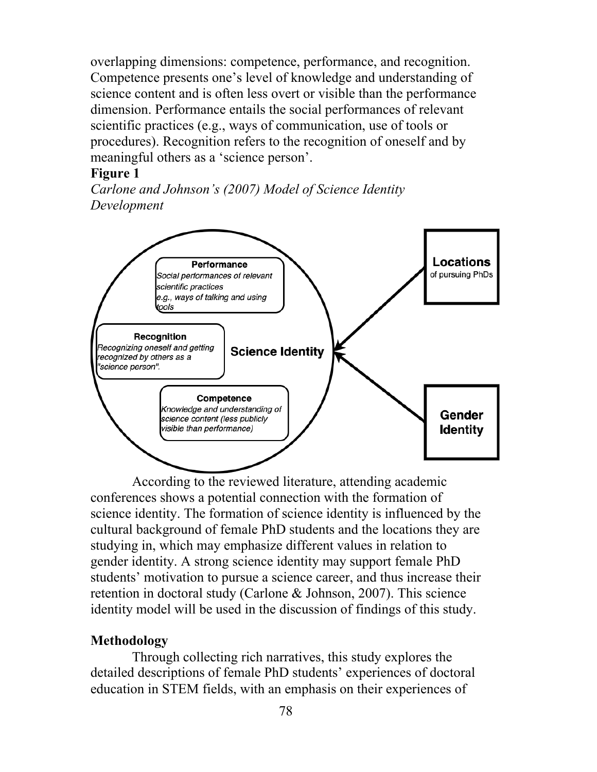overlapping dimensions: competence, performance, and recognition. Competence presents one's level of knowledge and understanding of science content and is often less overt or visible than the performance dimension. Performance entails the social performances of relevant scientific practices (e.g., ways of communication, use of tools or procedures). Recognition refers to the recognition of oneself and by meaningful others as a 'science person'.

**Figure 1**

*Carlone and Johnson's (2007) Model of Science Identity Development*

According to the reviewed literature, attending academic conferences shows a potential connection with the formation of science identity. The formation of science identity is influenced by the cultural background of female PhD students and the locations they are studying in, which may emphasize different values in relation to gender identity. A strong science identity may support female PhD students' motivation to pursue a science career, and thus increase their retention in doctoral study (Carlone & Johnson, 2007). This science identity model will be used in the discussion of findings of this study.

## Methodology

Through collecting rich narratives, this study explores the detailed descriptions of female PhD students' experiences of doctoral education in STEM fields, with an emphasis on their experiences of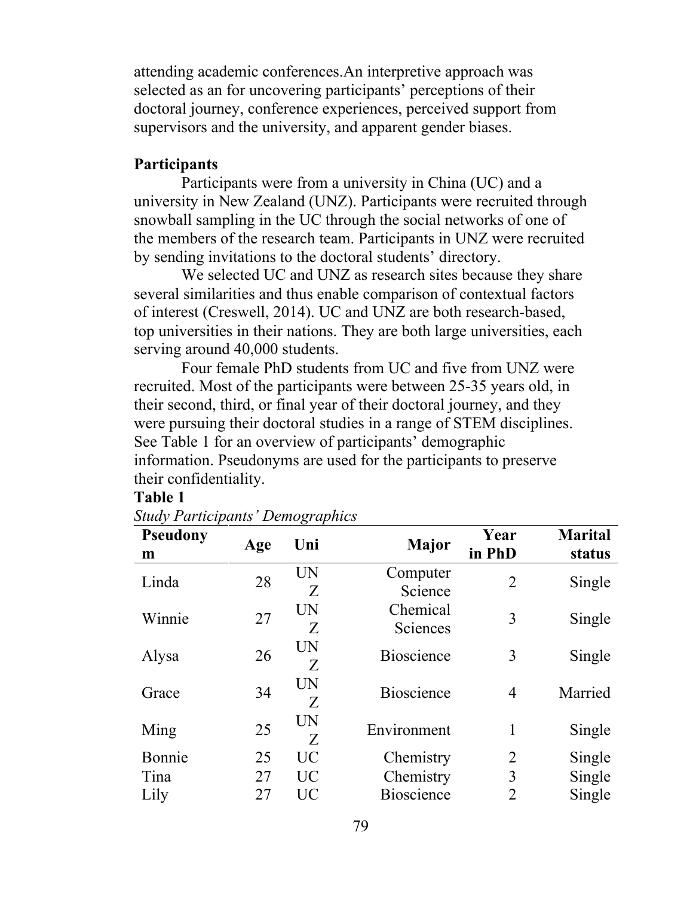attending academic conferences.An interpretive approach was selected as an for uncovering participants' perceptions of their doctoral journey, conference experiences, perceived support from supervisors and the university, and apparent gender biases.

**Participants**

Participants were from a university in China (UC) and a university in New Zealand (UNZ). Participants were recruited through snowball sampling in the UC through the social networks of one of the members of the research team. Participants in UNZ were recruited by sending invitations to the doctoral students' directory.

We selected UC and UNZ as research sites because they share several similarities and thus enable comparison of contextual factors of interest (Creswell, 2014). UC and UNZ are both research-based, top universities in their nations. They are both large universities, each serving around 40,000 students.

Four female PhD students from UC and five from UNZ were recruited. Most of the participants were between 25-35 years old, in their second, third, or final year of their doctoral journey, and they were pursuing their doctoral studies in a range of STEM disciplines. See Table 1 for an overview of participants' demographic information. Pseudonyms are used for the participants to preserve their confidentiality.

**Table 1**

*Study Participants' Demographics*

| Pseudonym | Age | Uni | Major | Year in PhD | Marital status |
|---|---|---|---|---|---|
| Linda | 28 | UNZ | Computer Science | 2 | Single |
| Winnie | 27 | UNZ | Chemical Sciences | 3 | Single |
| Alysa | 26 | UNZ | Bioscience | 3 | Single |
| Grace | 34 | UNZ | Bioscience | 4 | Married |
| Ming | 25 | UNZ | Environment | 1 | Single |
| Bonnie | 25 | UC | Chemistry | 2 | Single |
| Tina | 27 | UC | Chemistry | 3 | Single |
| Lily | 27 | UC | Bioscience | 2 | Single |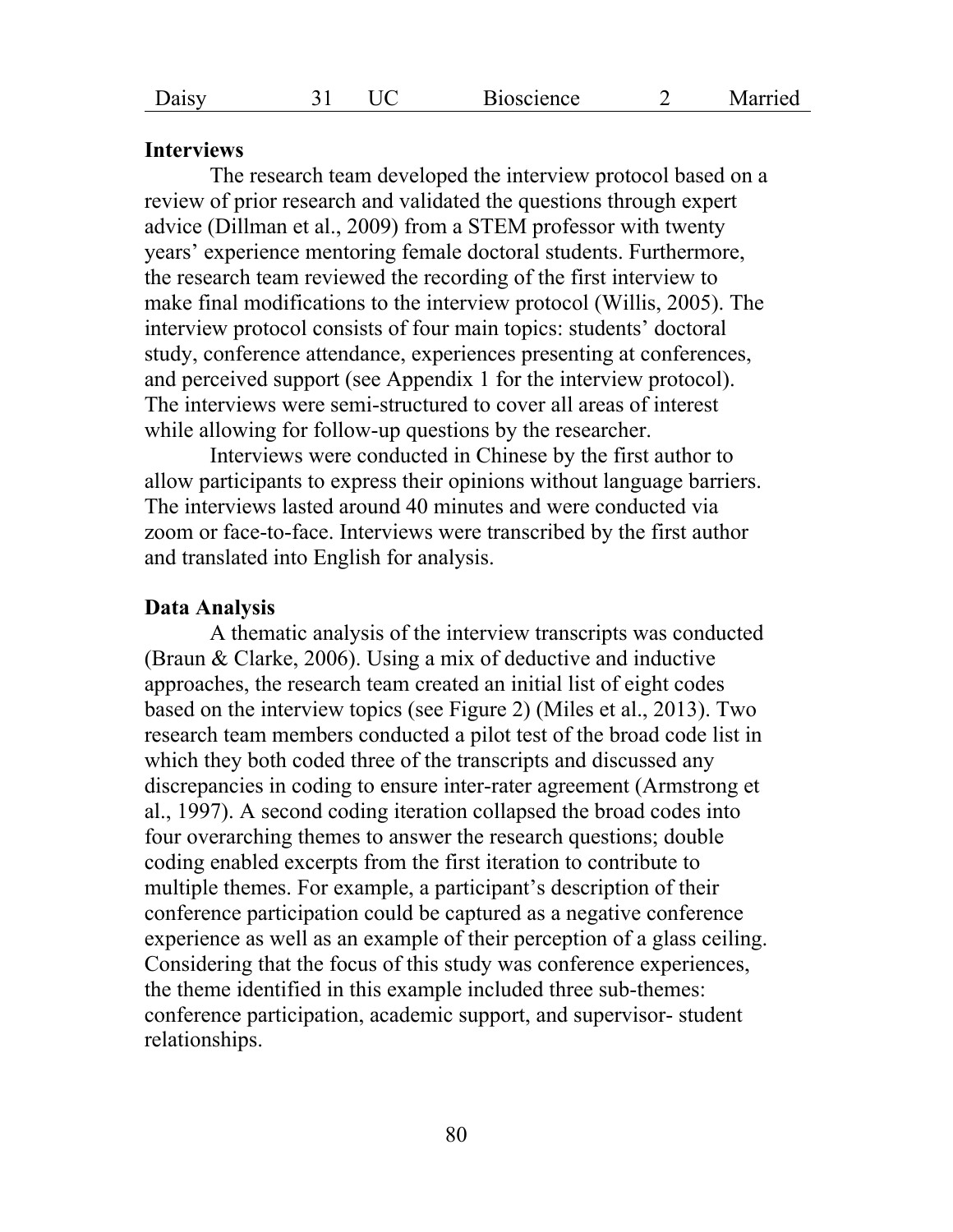| Daisy | 31 | UC | Bioscience | 2 | Married |
|---|---|---|---|---|---|

**Interviews**

The research team developed the interview protocol based on a review of prior research and validated the questions through expert advice (Dillman et al., 2009) from a STEM professor with twenty years' experience mentoring female doctoral students. Furthermore, the research team reviewed the recording of the first interview to make final modifications to the interview protocol (Willis, 2005). The interview protocol consists of four main topics: students' doctoral study, conference attendance, experiences presenting at conferences, and perceived support (see Appendix 1 for the interview protocol). The interviews were semi-structured to cover all areas of interest while allowing for follow-up questions by the researcher.

Interviews were conducted in Chinese by the first author to allow participants to express their opinions without language barriers. The interviews lasted around 40 minutes and were conducted via zoom or face-to-face. Interviews were transcribed by the first author and translated into English for analysis.

**Data Analysis**

A thematic analysis of the interview transcripts was conducted (Braun & Clarke, 2006). Using a mix of deductive and inductive approaches, the research team created an initial list of eight codes based on the interview topics (see Figure 2) (Miles et al., 2013). Two research team members conducted a pilot test of the broad code list in which they both coded three of the transcripts and discussed any discrepancies in coding to ensure inter-rater agreement (Armstrong et al., 1997). A second coding iteration collapsed the broad codes into four overarching themes to answer the research questions; double coding enabled excerpts from the first iteration to contribute to multiple themes. For example, a participant's description of their conference participation could be captured as a negative conference experience as well as an example of their perception of a glass ceiling. Considering that the focus of this study was conference experiences, the theme identified in this example included three sub-themes: conference participation, academic support, and supervisor- student relationships.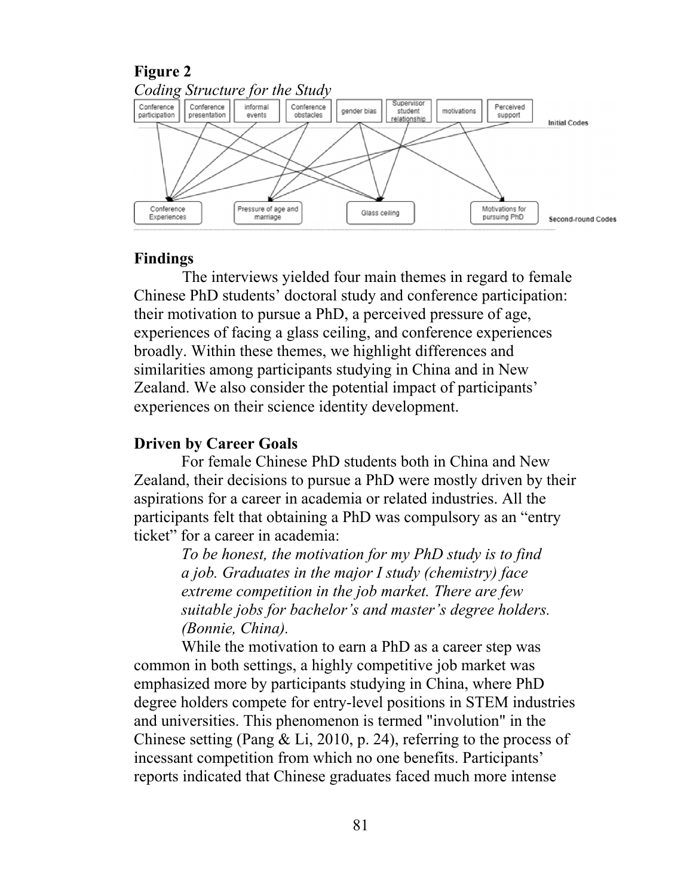**Figure 2**

*Coding Structure for the Study*

**Findings**

The interviews yielded four main themes in regard to female Chinese PhD students' doctoral study and conference participation: their motivation to pursue a PhD, a perceived pressure of age, experiences of facing a glass ceiling, and conference experiences broadly. Within these themes, we highlight differences and similarities among participants studying in China and in New Zealand. We also consider the potential impact of participants' experiences on their science identity development.

**Driven by Career Goals**

For female Chinese PhD students both in China and New Zealand, their decisions to pursue a PhD were mostly driven by their aspirations for a career in academia or related industries. All the participants felt that obtaining a PhD was compulsory as an "entry ticket" for a career in academia:

> *To be honest, the motivation for my PhD study is to find a job. Graduates in the major I study (chemistry) face extreme competition in the job market. There are few suitable jobs for bachelor's and master's degree holders. (Bonnie, China).*

While the motivation to earn a PhD as a career step was common in both settings, a highly competitive job market was emphasized more by participants studying in China, where PhD degree holders compete for entry-level positions in STEM industries and universities. This phenomenon is termed "involution" in the Chinese setting (Pang & Li, 2010, p. 24), referring to the process of incessant competition from which no one benefits. Participants' reports indicated that Chinese graduates faced much more intense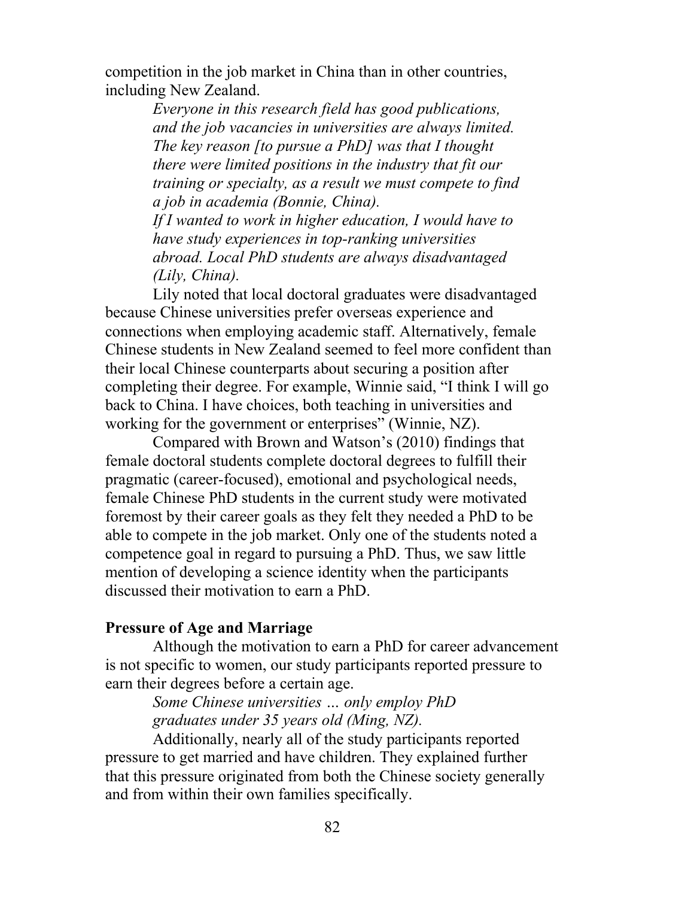competition in the job market in China than in other countries, including New Zealand.

> *Everyone in this research field has good publications, and the job vacancies in universities are always limited. The key reason [to pursue a PhD] was that I thought there were limited positions in the industry that fit our training or specialty, as a result we must compete to find a job in academia (Bonnie, China).*

> *If I wanted to work in higher education, I would have to have study experiences in top-ranking universities abroad. Local PhD students are always disadvantaged (Lily, China).*

Lily noted that local doctoral graduates were disadvantaged because Chinese universities prefer overseas experience and connections when employing academic staff. Alternatively, female Chinese students in New Zealand seemed to feel more confident than their local Chinese counterparts about securing a position after completing their degree. For example, Winnie said, "I think I will go back to China. I have choices, both teaching in universities and working for the government or enterprises" (Winnie, NZ).

Compared with Brown and Watson's (2010) findings that female doctoral students complete doctoral degrees to fulfill their pragmatic (career-focused), emotional and psychological needs, female Chinese PhD students in the current study were motivated foremost by their career goals as they felt they needed a PhD to be able to compete in the job market. Only one of the students noted a competence goal in regard to pursuing a PhD. Thus, we saw little mention of developing a science identity when the participants discussed their motivation to earn a PhD.

## Pressure of Age and Marriage

Although the motivation to earn a PhD for career advancement is not specific to women, our study participants reported pressure to earn their degrees before a certain age.

> *Some Chinese universities … only employ PhD graduates under 35 years old (Ming, NZ).*

Additionally, nearly all of the study participants reported pressure to get married and have children. They explained further that this pressure originated from both the Chinese society generally and from within their own families specifically.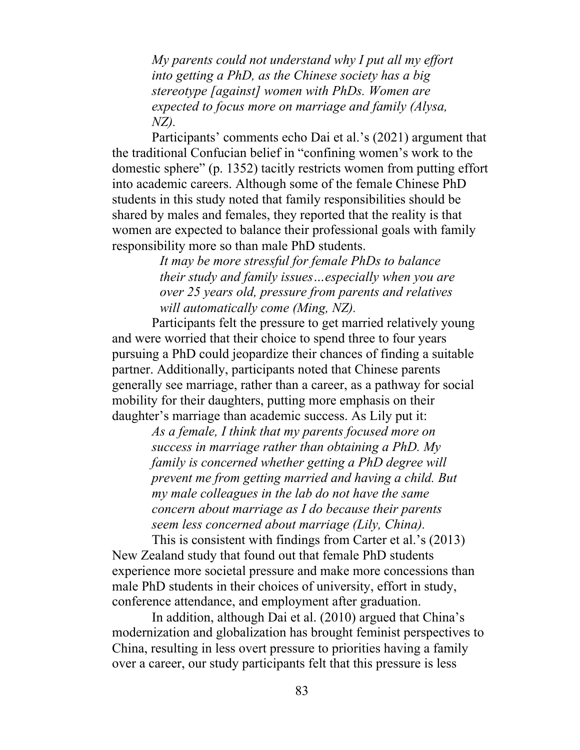> *My parents could not understand why I put all my effort into getting a PhD, as the Chinese society has a big stereotype [against] women with PhDs. Women are expected to focus more on marriage and family (Alysa, NZ).*

Participants' comments echo Dai et al.'s (2021) argument that the traditional Confucian belief in "confining women's work to the domestic sphere" (p. 1352) tacitly restricts women from putting effort into academic careers. Although some of the female Chinese PhD students in this study noted that family responsibilities should be shared by males and females, they reported that the reality is that women are expected to balance their professional goals with family responsibility more so than male PhD students.

> *It may be more stressful for female PhDs to balance their study and family issues…especially when you are over 25 years old, pressure from parents and relatives will automatically come (Ming, NZ).*

Participants felt the pressure to get married relatively young and were worried that their choice to spend three to four years pursuing a PhD could jeopardize their chances of finding a suitable partner. Additionally, participants noted that Chinese parents generally see marriage, rather than a career, as a pathway for social mobility for their daughters, putting more emphasis on their daughter's marriage than academic success. As Lily put it:

> *As a female, I think that my parents focused more on success in marriage rather than obtaining a PhD. My family is concerned whether getting a PhD degree will prevent me from getting married and having a child. But my male colleagues in the lab do not have the same concern about marriage as I do because their parents seem less concerned about marriage (Lily, China).*

This is consistent with findings from Carter et al.'s (2013) New Zealand study that found out that female PhD students experience more societal pressure and make more concessions than male PhD students in their choices of university, effort in study, conference attendance, and employment after graduation.

In addition, although Dai et al. (2010) argued that China's modernization and globalization has brought feminist perspectives to China, resulting in less overt pressure to priorities having a family over a career, our study participants felt that this pressure is less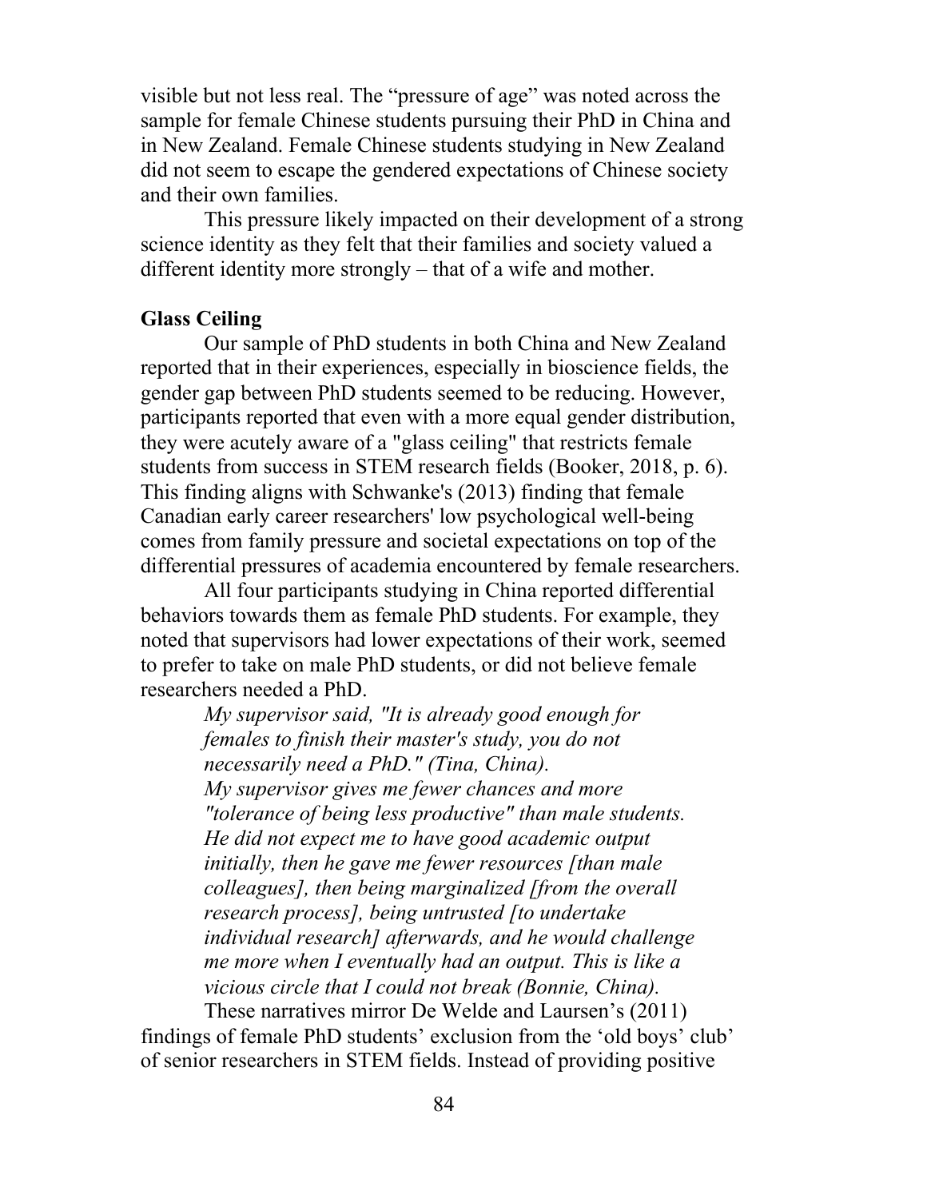visible but not less real. The “pressure of age” was noted across the sample for female Chinese students pursuing their PhD in China and in New Zealand. Female Chinese students studying in New Zealand did not seem to escape the gendered expectations of Chinese society and their own families.

This pressure likely impacted on their development of a strong science identity as they felt that their families and society valued a different identity more strongly – that of a wife and mother.

**Glass Ceiling**

Our sample of PhD students in both China and New Zealand reported that in their experiences, especially in bioscience fields, the gender gap between PhD students seemed to be reducing. However, participants reported that even with a more equal gender distribution, they were acutely aware of a "glass ceiling" that restricts female students from success in STEM research fields (Booker, 2018, p. 6). This finding aligns with Schwanke's (2013) finding that female Canadian early career researchers' low psychological well-being comes from family pressure and societal expectations on top of the differential pressures of academia encountered by female researchers.

All four participants studying in China reported differential behaviors towards them as female PhD students. For example, they noted that supervisors had lower expectations of their work, seemed to prefer to take on male PhD students, or did not believe female researchers needed a PhD.

> *My supervisor said, "It is already good enough for females to finish their master's study, you do not necessarily need a PhD." (Tina, China).*
>
> *My supervisor gives me fewer chances and more "tolerance of being less productive" than male students. He did not expect me to have good academic output initially, then he gave me fewer resources [than male colleagues], then being marginalized [from the overall research process], being untrusted [to undertake individual research] afterwards, and he would challenge me more when I eventually had an output. This is like a vicious circle that I could not break (Bonnie, China).*

These narratives mirror De Welde and Laursen’s (2011) findings of female PhD students’ exclusion from the ‘old boys’ club’ of senior researchers in STEM fields. Instead of providing positive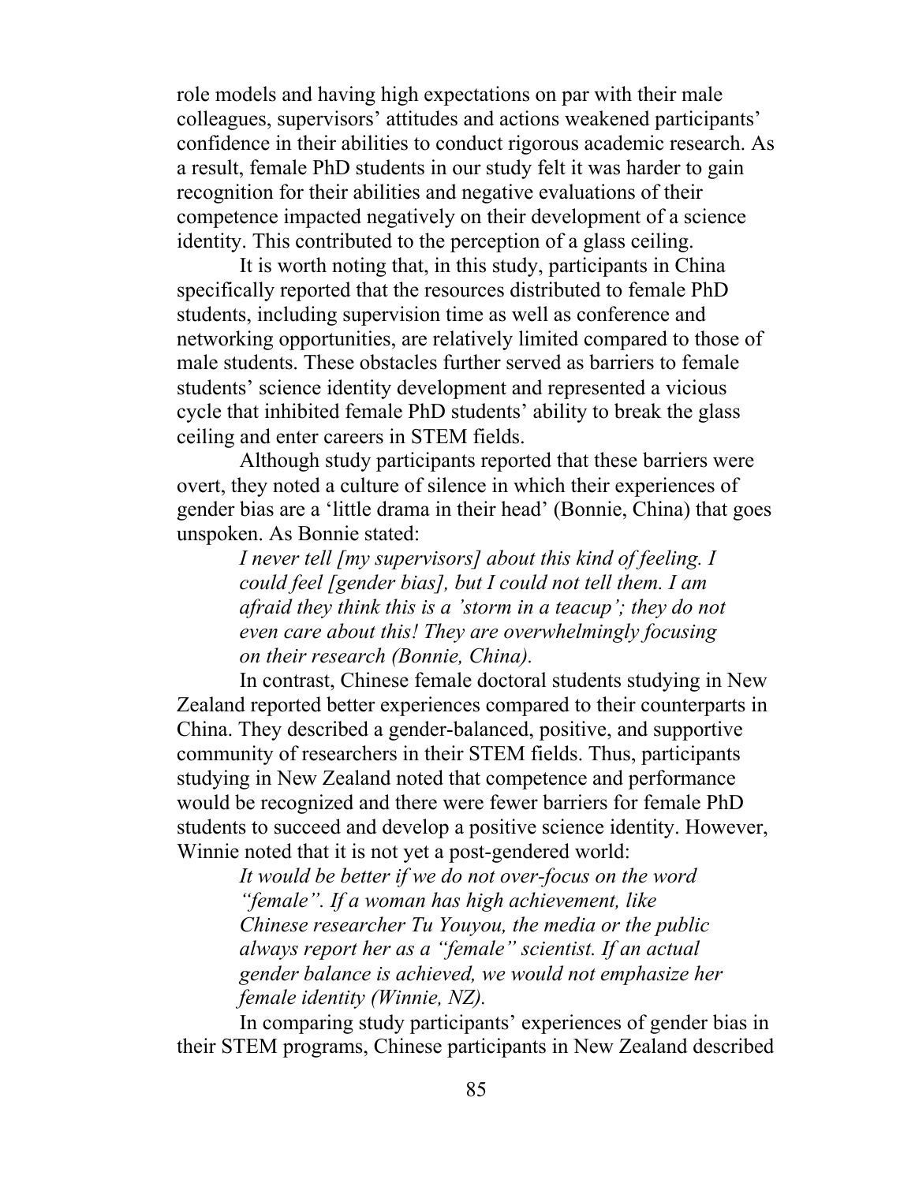role models and having high expectations on par with their male colleagues, supervisors' attitudes and actions weakened participants' confidence in their abilities to conduct rigorous academic research. As a result, female PhD students in our study felt it was harder to gain recognition for their abilities and negative evaluations of their competence impacted negatively on their development of a science identity. This contributed to the perception of a glass ceiling.

It is worth noting that, in this study, participants in China specifically reported that the resources distributed to female PhD students, including supervision time as well as conference and networking opportunities, are relatively limited compared to those of male students. These obstacles further served as barriers to female students' science identity development and represented a vicious cycle that inhibited female PhD students' ability to break the glass ceiling and enter careers in STEM fields.

Although study participants reported that these barriers were overt, they noted a culture of silence in which their experiences of gender bias are a 'little drama in their head' (Bonnie, China) that goes unspoken. As Bonnie stated:

> *I never tell [my supervisors] about this kind of feeling. I could feel [gender bias], but I could not tell them. I am afraid they think this is a 'storm in a teacup'; they do not even care about this! They are overwhelmingly focusing on their research (Bonnie, China).*

In contrast, Chinese female doctoral students studying in New Zealand reported better experiences compared to their counterparts in China. They described a gender-balanced, positive, and supportive community of researchers in their STEM fields. Thus, participants studying in New Zealand noted that competence and performance would be recognized and there were fewer barriers for female PhD students to succeed and develop a positive science identity. However, Winnie noted that it is not yet a post-gendered world:

> *It would be better if we do not over-focus on the word "female". If a woman has high achievement, like Chinese researcher Tu Youyou, the media or the public always report her as a "female" scientist. If an actual gender balance is achieved, we would not emphasize her female identity (Winnie, NZ).*

In comparing study participants' experiences of gender bias in their STEM programs, Chinese participants in New Zealand described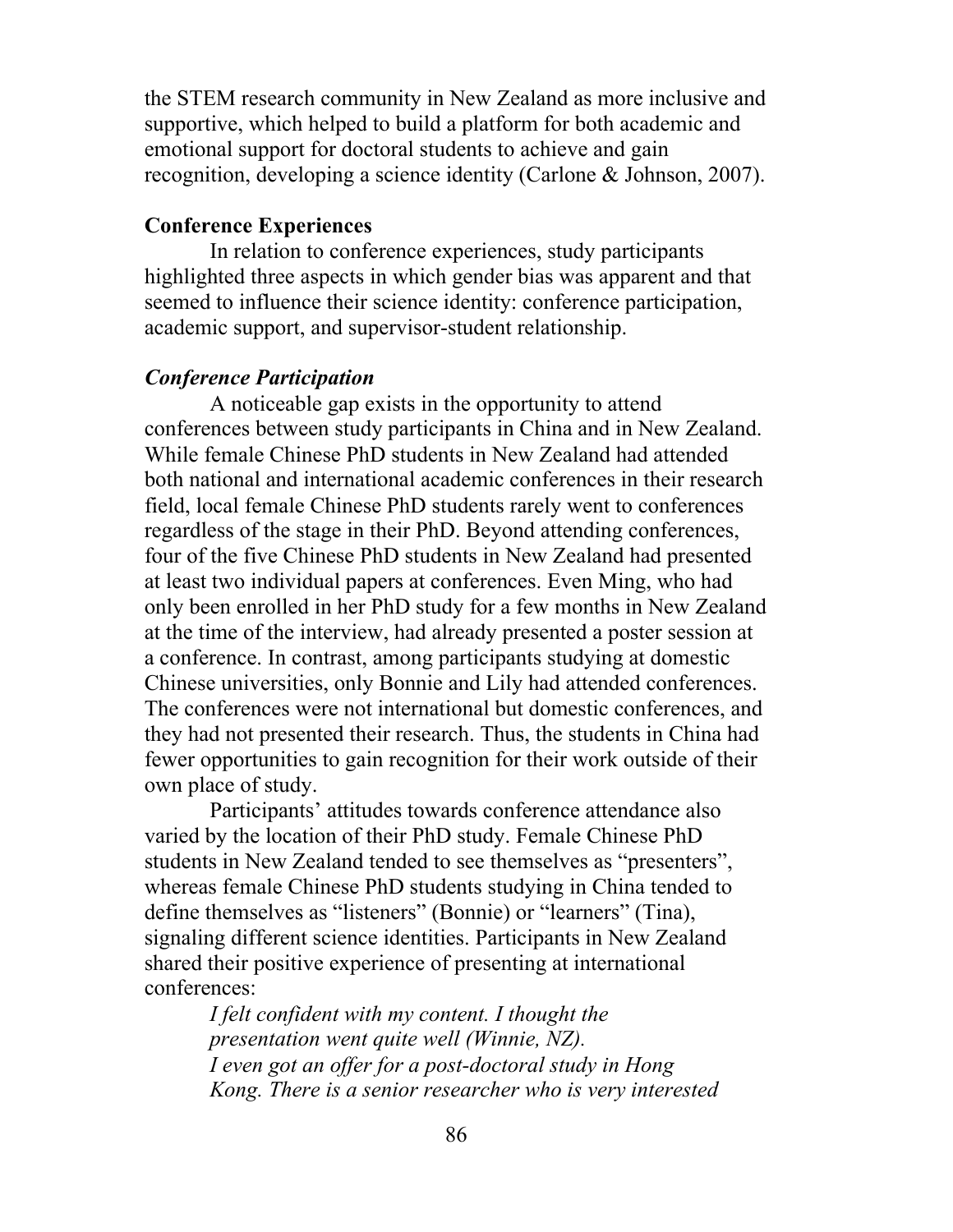the STEM research community in New Zealand as more inclusive and supportive, which helped to build a platform for both academic and emotional support for doctoral students to achieve and gain recognition, developing a science identity (Carlone & Johnson, 2007).

## Conference Experiences

In relation to conference experiences, study participants highlighted three aspects in which gender bias was apparent and that seemed to influence their science identity: conference participation, academic support, and supervisor-student relationship.

### *Conference Participation*

A noticeable gap exists in the opportunity to attend conferences between study participants in China and in New Zealand. While female Chinese PhD students in New Zealand had attended both national and international academic conferences in their research field, local female Chinese PhD students rarely went to conferences regardless of the stage in their PhD. Beyond attending conferences, four of the five Chinese PhD students in New Zealand had presented at least two individual papers at conferences. Even Ming, who had only been enrolled in her PhD study for a few months in New Zealand at the time of the interview, had already presented a poster session at a conference. In contrast, among participants studying at domestic Chinese universities, only Bonnie and Lily had attended conferences. The conferences were not international but domestic conferences, and they had not presented their research. Thus, the students in China had fewer opportunities to gain recognition for their work outside of their own place of study.

Participants' attitudes towards conference attendance also varied by the location of their PhD study. Female Chinese PhD students in New Zealand tended to see themselves as "presenters", whereas female Chinese PhD students studying in China tended to define themselves as "listeners" (Bonnie) or "learners" (Tina), signaling different science identities. Participants in New Zealand shared their positive experience of presenting at international conferences:

> *I felt confident with my content. I thought the presentation went quite well (Winnie, NZ).*
>
> *I even got an offer for a post-doctoral study in Hong Kong. There is a senior researcher who is very interested*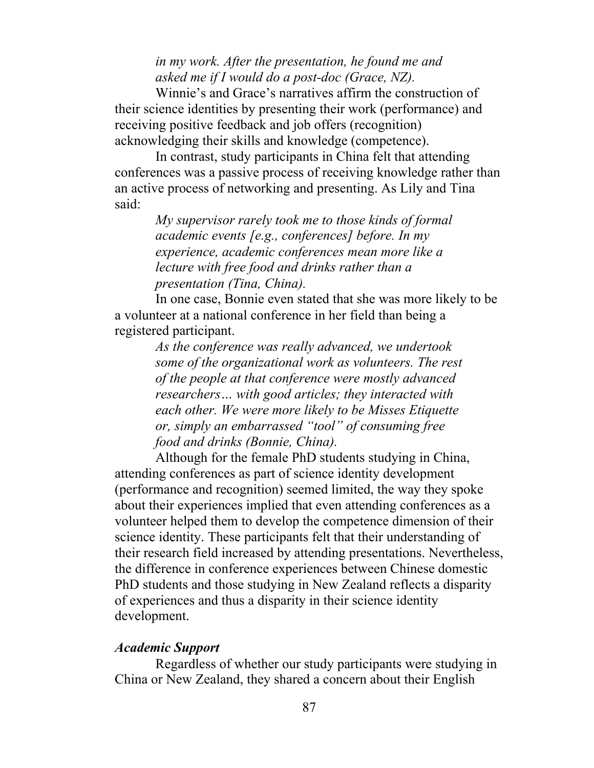*in my work. After the presentation, he found me and asked me if I would do a post-doc (Grace, NZ).*

Winnie's and Grace's narratives affirm the construction of their science identities by presenting their work (performance) and receiving positive feedback and job offers (recognition) acknowledging their skills and knowledge (competence).

In contrast, study participants in China felt that attending conferences was a passive process of receiving knowledge rather than an active process of networking and presenting. As Lily and Tina said:

> *My supervisor rarely took me to those kinds of formal academic events [e.g., conferences] before. In my experience, academic conferences mean more like a lecture with free food and drinks rather than a presentation (Tina, China).*

In one case, Bonnie even stated that she was more likely to be a volunteer at a national conference in her field than being a registered participant.

> *As the conference was really advanced, we undertook some of the organizational work as volunteers. The rest of the people at that conference were mostly advanced researchers… with good articles; they interacted with each other. We were more likely to be Misses Etiquette or, simply an embarrassed "tool" of consuming free food and drinks (Bonnie, China).*

Although for the female PhD students studying in China, attending conferences as part of science identity development (performance and recognition) seemed limited, the way they spoke about their experiences implied that even attending conferences as a volunteer helped them to develop the competence dimension of their science identity. These participants felt that their understanding of their research field increased by attending presentations. Nevertheless, the difference in conference experiences between Chinese domestic PhD students and those studying in New Zealand reflects a disparity of experiences and thus a disparity in their science identity development.

***Academic Support***

Regardless of whether our study participants were studying in China or New Zealand, they shared a concern about their English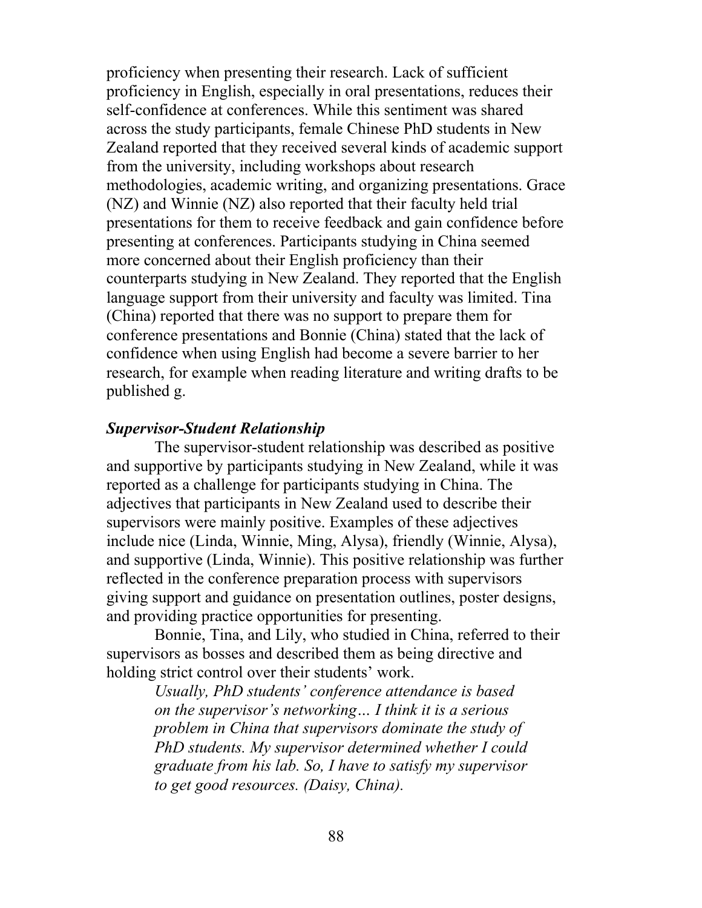proficiency when presenting their research. Lack of sufficient proficiency in English, especially in oral presentations, reduces their self-confidence at conferences. While this sentiment was shared across the study participants, female Chinese PhD students in New Zealand reported that they received several kinds of academic support from the university, including workshops about research methodologies, academic writing, and organizing presentations. Grace (NZ) and Winnie (NZ) also reported that their faculty held trial presentations for them to receive feedback and gain confidence before presenting at conferences. Participants studying in China seemed more concerned about their English proficiency than their counterparts studying in New Zealand. They reported that the English language support from their university and faculty was limited. Tina (China) reported that there was no support to prepare them for conference presentations and Bonnie (China) stated that the lack of confidence when using English had become a severe barrier to her research, for example when reading literature and writing drafts to be published g.

### *Supervisor-Student Relationship*

The supervisor-student relationship was described as positive and supportive by participants studying in New Zealand, while it was reported as a challenge for participants studying in China. The adjectives that participants in New Zealand used to describe their supervisors were mainly positive. Examples of these adjectives include nice (Linda, Winnie, Ming, Alysa), friendly (Winnie, Alysa), and supportive (Linda, Winnie). This positive relationship was further reflected in the conference preparation process with supervisors giving support and guidance on presentation outlines, poster designs, and providing practice opportunities for presenting.

Bonnie, Tina, and Lily, who studied in China, referred to their supervisors as bosses and described them as being directive and holding strict control over their students' work.

> *Usually, PhD students' conference attendance is based on the supervisor's networking… I think it is a serious problem in China that supervisors dominate the study of PhD students. My supervisor determined whether I could graduate from his lab. So, I have to satisfy my supervisor to get good resources. (Daisy, China).*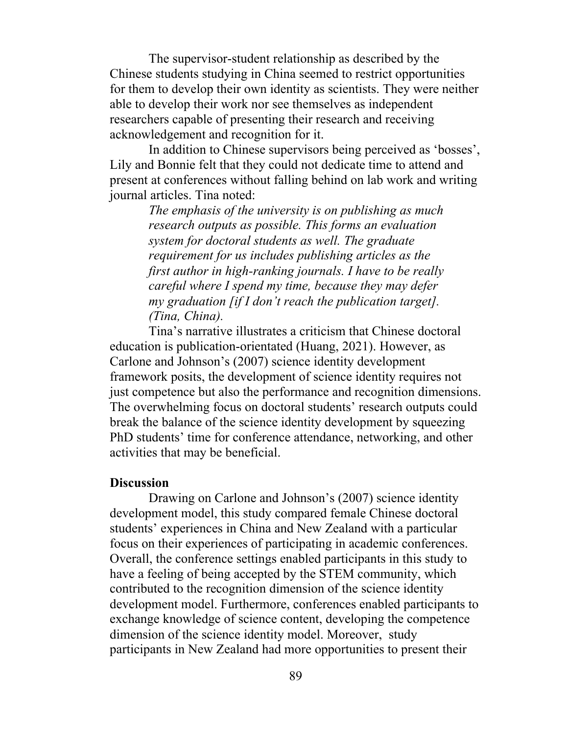The supervisor-student relationship as described by the Chinese students studying in China seemed to restrict opportunities for them to develop their own identity as scientists. They were neither able to develop their work nor see themselves as independent researchers capable of presenting their research and receiving acknowledgement and recognition for it.

In addition to Chinese supervisors being perceived as 'bosses', Lily and Bonnie felt that they could not dedicate time to attend and present at conferences without falling behind on lab work and writing journal articles. Tina noted:

> *The emphasis of the university is on publishing as much research outputs as possible. This forms an evaluation system for doctoral students as well. The graduate requirement for us includes publishing articles as the first author in high-ranking journals. I have to be really careful where I spend my time, because they may defer my graduation [if I don't reach the publication target]. (Tina, China).*

Tina's narrative illustrates a criticism that Chinese doctoral education is publication-orientated (Huang, 2021). However, as Carlone and Johnson's (2007) science identity development framework posits, the development of science identity requires not just competence but also the performance and recognition dimensions. The overwhelming focus on doctoral students' research outputs could break the balance of the science identity development by squeezing PhD students' time for conference attendance, networking, and other activities that may be beneficial.

## Discussion

Drawing on Carlone and Johnson's (2007) science identity development model, this study compared female Chinese doctoral students' experiences in China and New Zealand with a particular focus on their experiences of participating in academic conferences. Overall, the conference settings enabled participants in this study to have a feeling of being accepted by the STEM community, which contributed to the recognition dimension of the science identity development model. Furthermore, conferences enabled participants to exchange knowledge of science content, developing the competence dimension of the science identity model. Moreover, study participants in New Zealand had more opportunities to present their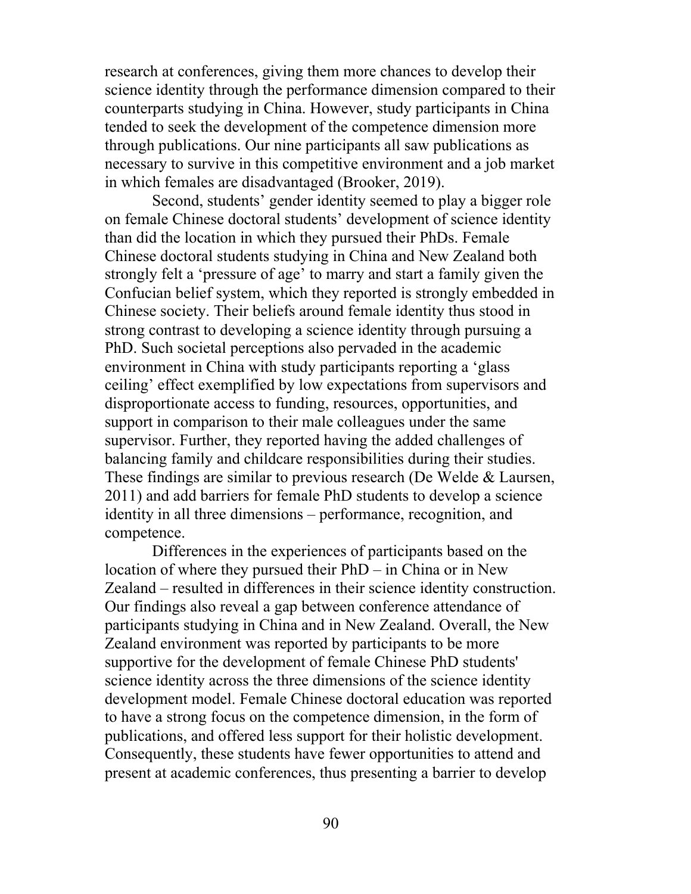research at conferences, giving them more chances to develop their science identity through the performance dimension compared to their counterparts studying in China. However, study participants in China tended to seek the development of the competence dimension more through publications. Our nine participants all saw publications as necessary to survive in this competitive environment and a job market in which females are disadvantaged (Brooker, 2019).

Second, students' gender identity seemed to play a bigger role on female Chinese doctoral students' development of science identity than did the location in which they pursued their PhDs. Female Chinese doctoral students studying in China and New Zealand both strongly felt a 'pressure of age' to marry and start a family given the Confucian belief system, which they reported is strongly embedded in Chinese society. Their beliefs around female identity thus stood in strong contrast to developing a science identity through pursuing a PhD. Such societal perceptions also pervaded in the academic environment in China with study participants reporting a 'glass ceiling' effect exemplified by low expectations from supervisors and disproportionate access to funding, resources, opportunities, and support in comparison to their male colleagues under the same supervisor. Further, they reported having the added challenges of balancing family and childcare responsibilities during their studies. These findings are similar to previous research (De Welde & Laursen, 2011) and add barriers for female PhD students to develop a science identity in all three dimensions – performance, recognition, and competence.

Differences in the experiences of participants based on the location of where they pursued their PhD – in China or in New Zealand – resulted in differences in their science identity construction. Our findings also reveal a gap between conference attendance of participants studying in China and in New Zealand. Overall, the New Zealand environment was reported by participants to be more supportive for the development of female Chinese PhD students' science identity across the three dimensions of the science identity development model. Female Chinese doctoral education was reported to have a strong focus on the competence dimension, in the form of publications, and offered less support for their holistic development. Consequently, these students have fewer opportunities to attend and present at academic conferences, thus presenting a barrier to develop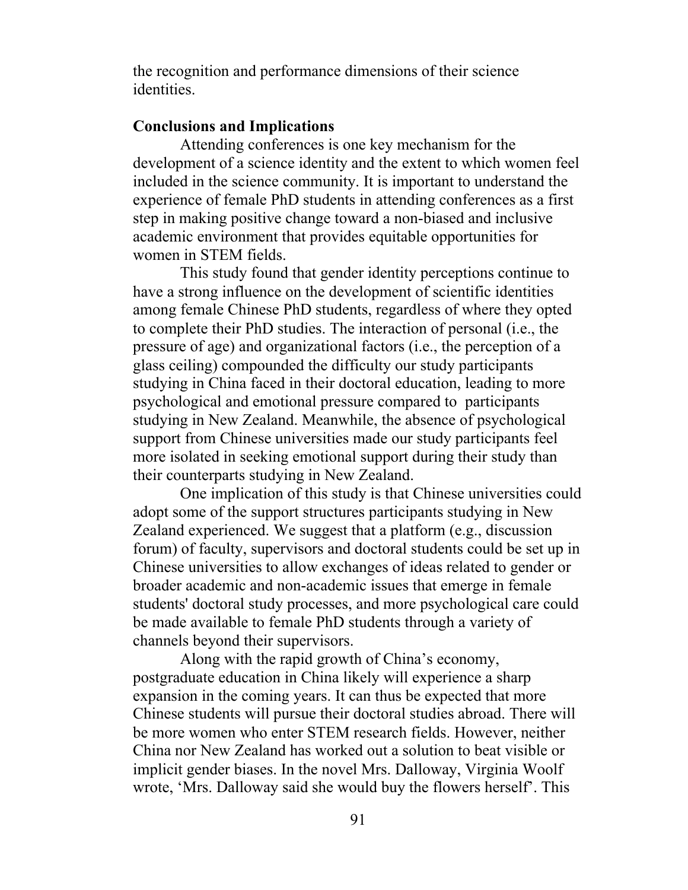the recognition and performance dimensions of their science identities.

**Conclusions and Implications**

Attending conferences is one key mechanism for the development of a science identity and the extent to which women feel included in the science community. It is important to understand the experience of female PhD students in attending conferences as a first step in making positive change toward a non-biased and inclusive academic environment that provides equitable opportunities for women in STEM fields.

This study found that gender identity perceptions continue to have a strong influence on the development of scientific identities among female Chinese PhD students, regardless of where they opted to complete their PhD studies. The interaction of personal (i.e., the pressure of age) and organizational factors (i.e., the perception of a glass ceiling) compounded the difficulty our study participants studying in China faced in their doctoral education, leading to more psychological and emotional pressure compared to participants studying in New Zealand. Meanwhile, the absence of psychological support from Chinese universities made our study participants feel more isolated in seeking emotional support during their study than their counterparts studying in New Zealand.

One implication of this study is that Chinese universities could adopt some of the support structures participants studying in New Zealand experienced. We suggest that a platform (e.g., discussion forum) of faculty, supervisors and doctoral students could be set up in Chinese universities to allow exchanges of ideas related to gender or broader academic and non-academic issues that emerge in female students' doctoral study processes, and more psychological care could be made available to female PhD students through a variety of channels beyond their supervisors.

Along with the rapid growth of China's economy, postgraduate education in China likely will experience a sharp expansion in the coming years. It can thus be expected that more Chinese students will pursue their doctoral studies abroad. There will be more women who enter STEM research fields. However, neither China nor New Zealand has worked out a solution to beat visible or implicit gender biases. In the novel Mrs. Dalloway, Virginia Woolf wrote, 'Mrs. Dalloway said she would buy the flowers herself'. This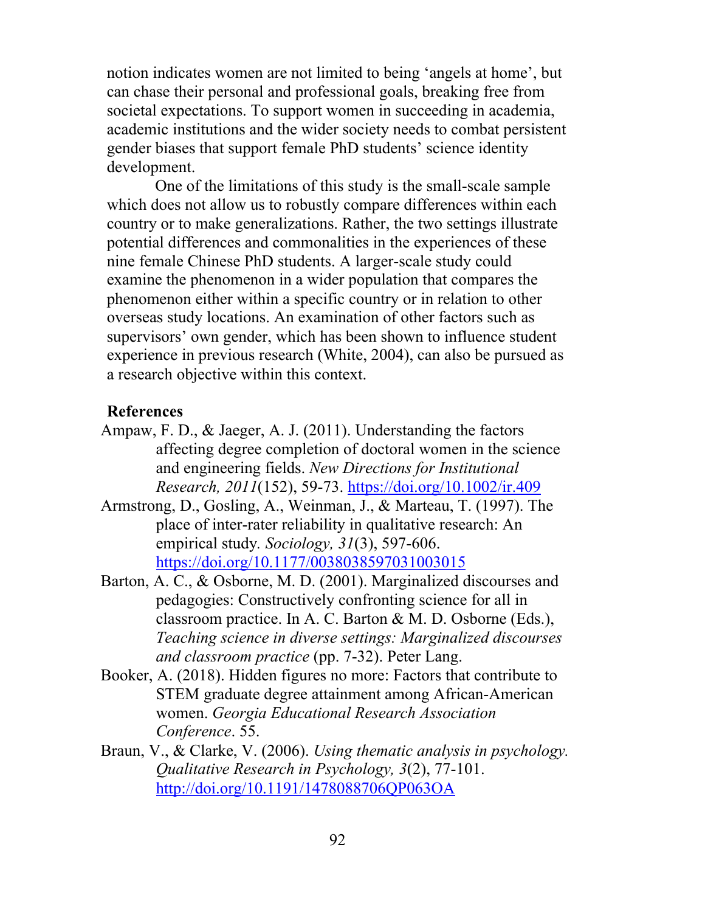notion indicates women are not limited to being 'angels at home', but can chase their personal and professional goals, breaking free from societal expectations. To support women in succeeding in academia, academic institutions and the wider society needs to combat persistent gender biases that support female PhD students' science identity development.

One of the limitations of this study is the small-scale sample which does not allow us to robustly compare differences within each country or to make generalizations. Rather, the two settings illustrate potential differences and commonalities in the experiences of these nine female Chinese PhD students. A larger-scale study could examine the phenomenon in a wider population that compares the phenomenon either within a specific country or in relation to other overseas study locations. An examination of other factors such as supervisors' own gender, which has been shown to influence student experience in previous research (White, 2004), can also be pursued as a research objective within this context.

## References

Ampaw, F. D., & Jaeger, A. J. (2011). Understanding the factors affecting degree completion of doctoral women in the science and engineering fields. *New Directions for Institutional Research, 2011*(152), 59-73. https://doi.org/10.1002/ir.409

Armstrong, D., Gosling, A., Weinman, J., & Marteau, T. (1997). The place of inter-rater reliability in qualitative research: An empirical study. *Sociology, 31*(3), 597-606. https://doi.org/10.1177/0038038597031003015

Barton, A. C., & Osborne, M. D. (2001). Marginalized discourses and pedagogies: Constructively confronting science for all in classroom practice. In A. C. Barton & M. D. Osborne (Eds.), *Teaching science in diverse settings: Marginalized discourses and classroom practice* (pp. 7-32). Peter Lang.

Booker, A. (2018). Hidden figures no more: Factors that contribute to STEM graduate degree attainment among African-American women. *Georgia Educational Research Association Conference*. 55.

Braun, V., & Clarke, V. (2006). *Using thematic analysis in psychology. Qualitative Research in Psychology, 3*(2), 77-101. http://doi.org/10.1191/1478088706QP063OA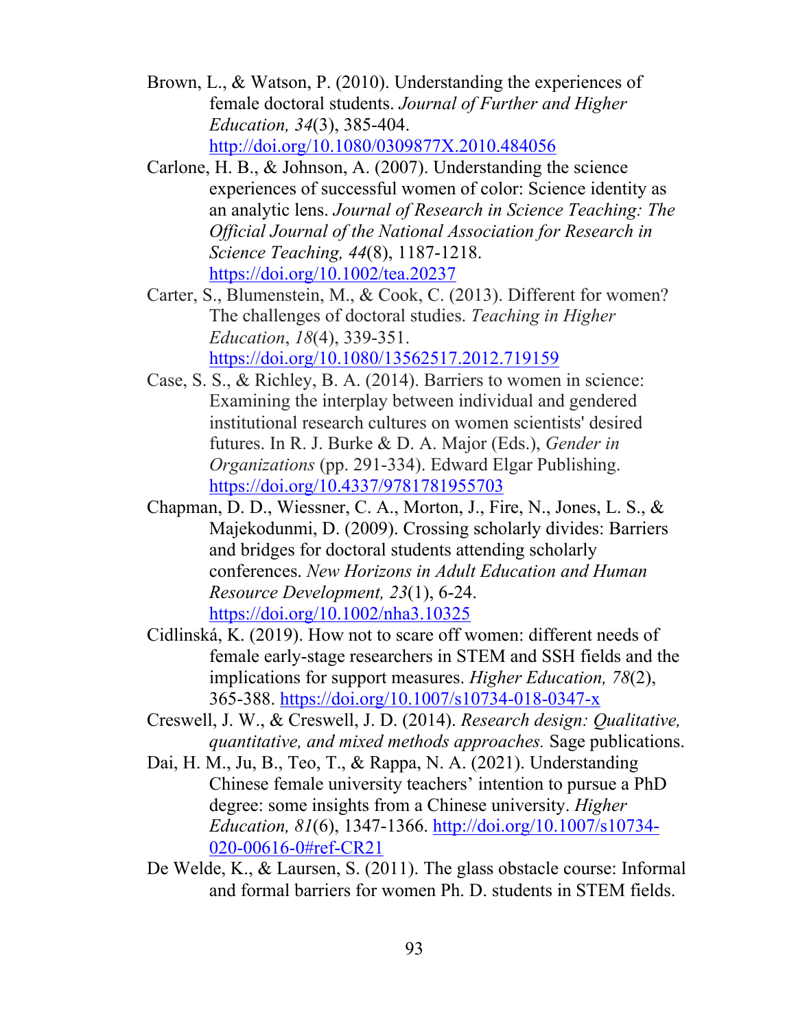Brown, L., & Watson, P. (2010). Understanding the experiences of female doctoral students. *Journal of Further and Higher Education, 34*(3), 385-404. http://doi.org/10.1080/0309877X.2010.484056

Carlone, H. B., & Johnson, A. (2007). Understanding the science experiences of successful women of color: Science identity as an analytic lens. *Journal of Research in Science Teaching: The Official Journal of the National Association for Research in Science Teaching, 44*(8), 1187-1218. https://doi.org/10.1002/tea.20237

Carter, S., Blumenstein, M., & Cook, C. (2013). Different for women? The challenges of doctoral studies. *Teaching in Higher Education*, *18*(4), 339-351. https://doi.org/10.1080/13562517.2012.719159

Case, S. S., & Richley, B. A. (2014). Barriers to women in science: Examining the interplay between individual and gendered institutional research cultures on women scientists' desired futures. In R. J. Burke & D. A. Major (Eds.), *Gender in Organizations* (pp. 291-334). Edward Elgar Publishing. https://doi.org/10.4337/9781781955703

Chapman, D. D., Wiessner, C. A., Morton, J., Fire, N., Jones, L. S., & Majekodunmi, D. (2009). Crossing scholarly divides: Barriers and bridges for doctoral students attending scholarly conferences. *New Horizons in Adult Education and Human Resource Development, 23*(1), 6-24. https://doi.org/10.1002/nha3.10325

Cidlinská, K. (2019). How not to scare off women: different needs of female early-stage researchers in STEM and SSH fields and the implications for support measures. *Higher Education, 78*(2), 365-388. https://doi.org/10.1007/s10734-018-0347-x

Creswell, J. W., & Creswell, J. D. (2014). *Research design: Qualitative, quantitative, and mixed methods approaches.* Sage publications.

Dai, H. M., Ju, B., Teo, T., & Rappa, N. A. (2021). Understanding Chinese female university teachers' intention to pursue a PhD degree: some insights from a Chinese university. *Higher Education, 81*(6), 1347-1366. http://doi.org/10.1007/s10734-020-00616-0#ref-CR21

De Welde, K., & Laursen, S. (2011). The glass obstacle course: Informal and formal barriers for women Ph. D. students in STEM fields.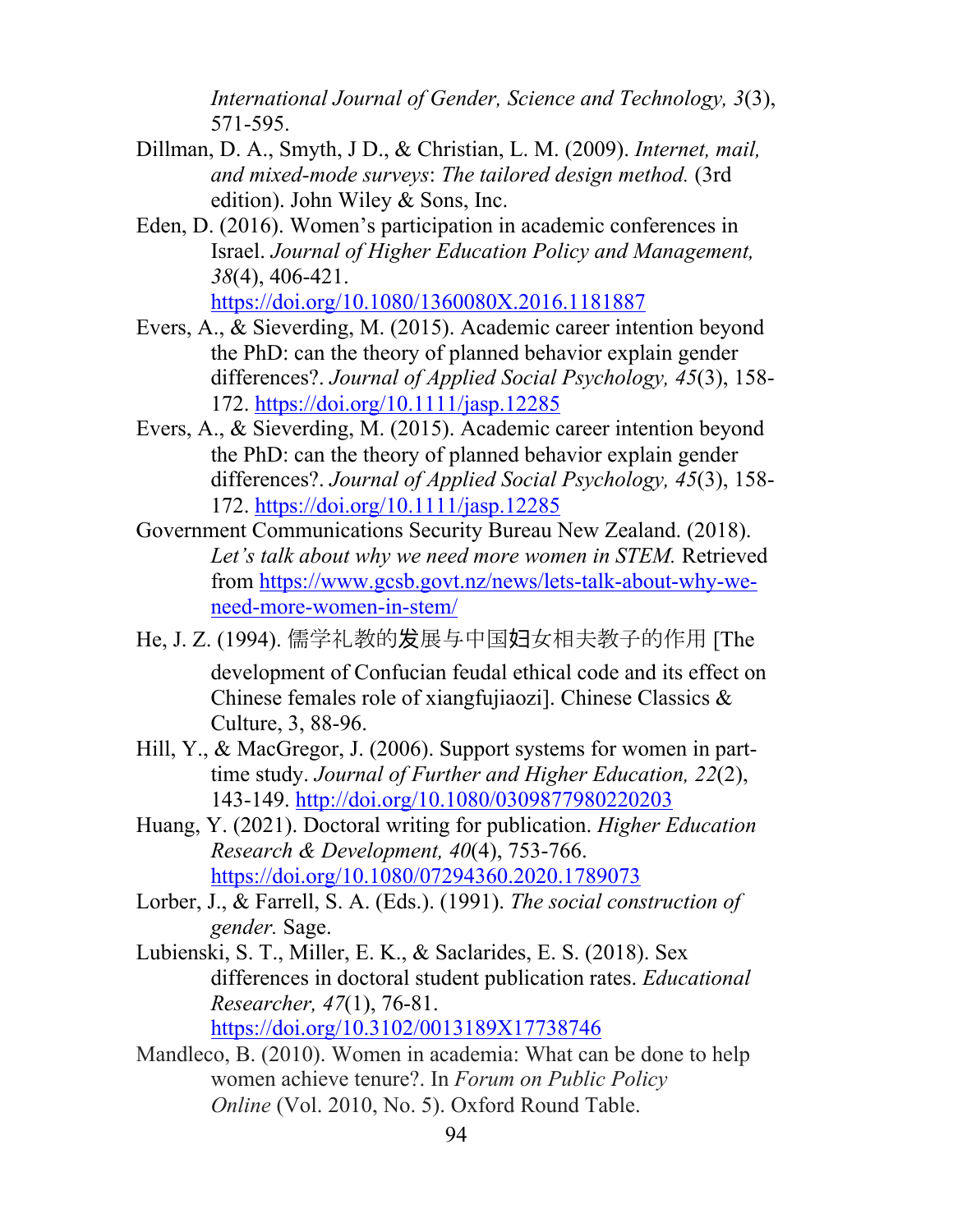*International Journal of Gender, Science and Technology, 3*(3), 571-595.

Dillman, D. A., Smyth, J D., & Christian, L. M. (2009). *Internet, mail, and mixed-mode surveys*: *The tailored design method.* (3rd edition). John Wiley & Sons, Inc.

Eden, D. (2016). Women's participation in academic conferences in Israel. *Journal of Higher Education Policy and Management, 38*(4), 406-421. https://doi.org/10.1080/1360080X.2016.1181887

Evers, A., & Sieverding, M. (2015). Academic career intention beyond the PhD: can the theory of planned behavior explain gender differences?. *Journal of Applied Social Psychology, 45*(3), 158-172. https://doi.org/10.1111/jasp.12285

Evers, A., & Sieverding, M. (2015). Academic career intention beyond the PhD: can the theory of planned behavior explain gender differences?. *Journal of Applied Social Psychology, 45*(3), 158-172. https://doi.org/10.1111/jasp.12285

Government Communications Security Bureau New Zealand. (2018). *Let's talk about why we need more women in STEM.* Retrieved from https://www.gcsb.govt.nz/news/lets-talk-about-why-we-need-more-women-in-stem/

He, J. Z. (1994). 儒学礼教的发展与中国妇女相夫教子的作用 [The development of Confucian feudal ethical code and its effect on Chinese females role of xiangfujiaozi]. Chinese Classics & Culture, 3, 88-96.

Hill, Y., & MacGregor, J. (2006). Support systems for women in part-time study. *Journal of Further and Higher Education, 22*(2), 143-149. http://doi.org/10.1080/0309877980220203

Huang, Y. (2021). Doctoral writing for publication. *Higher Education Research & Development, 40*(4), 753-766. https://doi.org/10.1080/07294360.2020.1789073

Lorber, J., & Farrell, S. A. (Eds.). (1991). *The social construction of gender.* Sage.

Lubienski, S. T., Miller, E. K., & Saclarides, E. S. (2018). Sex differences in doctoral student publication rates. *Educational Researcher, 47*(1), 76-81. https://doi.org/10.3102/0013189X17738746

Mandleco, B. (2010). Women in academia: What can be done to help women achieve tenure?. In *Forum on Public Policy Online* (Vol. 2010, No. 5). Oxford Round Table.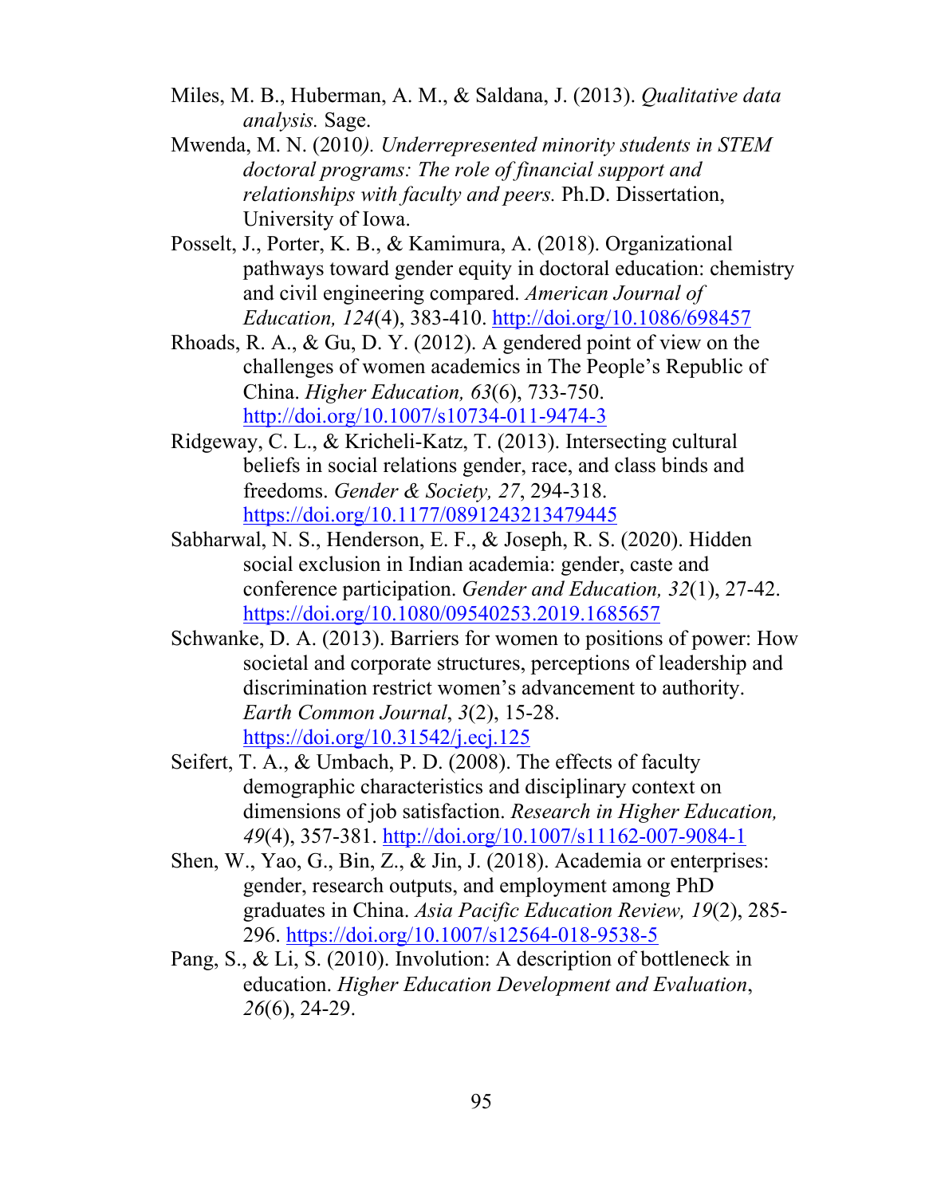Miles, M. B., Huberman, A. M., & Saldana, J. (2013). *Qualitative data analysis.* Sage.

Mwenda, M. N. (2010*). Underrepresented minority students in STEM doctoral programs: The role of financial support and relationships with faculty and peers.* Ph.D. Dissertation, University of Iowa.

Posselt, J., Porter, K. B., & Kamimura, A. (2018). Organizational pathways toward gender equity in doctoral education: chemistry and civil engineering compared. *American Journal of Education, 124*(4), 383-410. http://doi.org/10.1086/698457

Rhoads, R. A., & Gu, D. Y. (2012). A gendered point of view on the challenges of women academics in The People's Republic of China. *Higher Education, 63*(6), 733-750. http://doi.org/10.1007/s10734-011-9474-3

Ridgeway, C. L., & Kricheli-Katz, T. (2013). Intersecting cultural beliefs in social relations gender, race, and class binds and freedoms. *Gender & Society, 27*, 294-318. https://doi.org/10.1177/0891243213479445

Sabharwal, N. S., Henderson, E. F., & Joseph, R. S. (2020). Hidden social exclusion in Indian academia: gender, caste and conference participation. *Gender and Education, 32*(1), 27-42. https://doi.org/10.1080/09540253.2019.1685657

Schwanke, D. A. (2013). Barriers for women to positions of power: How societal and corporate structures, perceptions of leadership and discrimination restrict women's advancement to authority. *Earth Common Journal*, *3*(2), 15-28. https://doi.org/10.31542/j.ecj.125

Seifert, T. A., & Umbach, P. D. (2008). The effects of faculty demographic characteristics and disciplinary context on dimensions of job satisfaction. *Research in Higher Education, 49*(4), 357-381. http://doi.org/10.1007/s11162-007-9084-1

Shen, W., Yao, G., Bin, Z., & Jin, J. (2018). Academia or enterprises: gender, research outputs, and employment among PhD graduates in China. *Asia Pacific Education Review, 19*(2), 285-296. https://doi.org/10.1007/s12564-018-9538-5

Pang, S., & Li, S. (2010). Involution: A description of bottleneck in education. *Higher Education Development and Evaluation*, *26*(6), 24-29.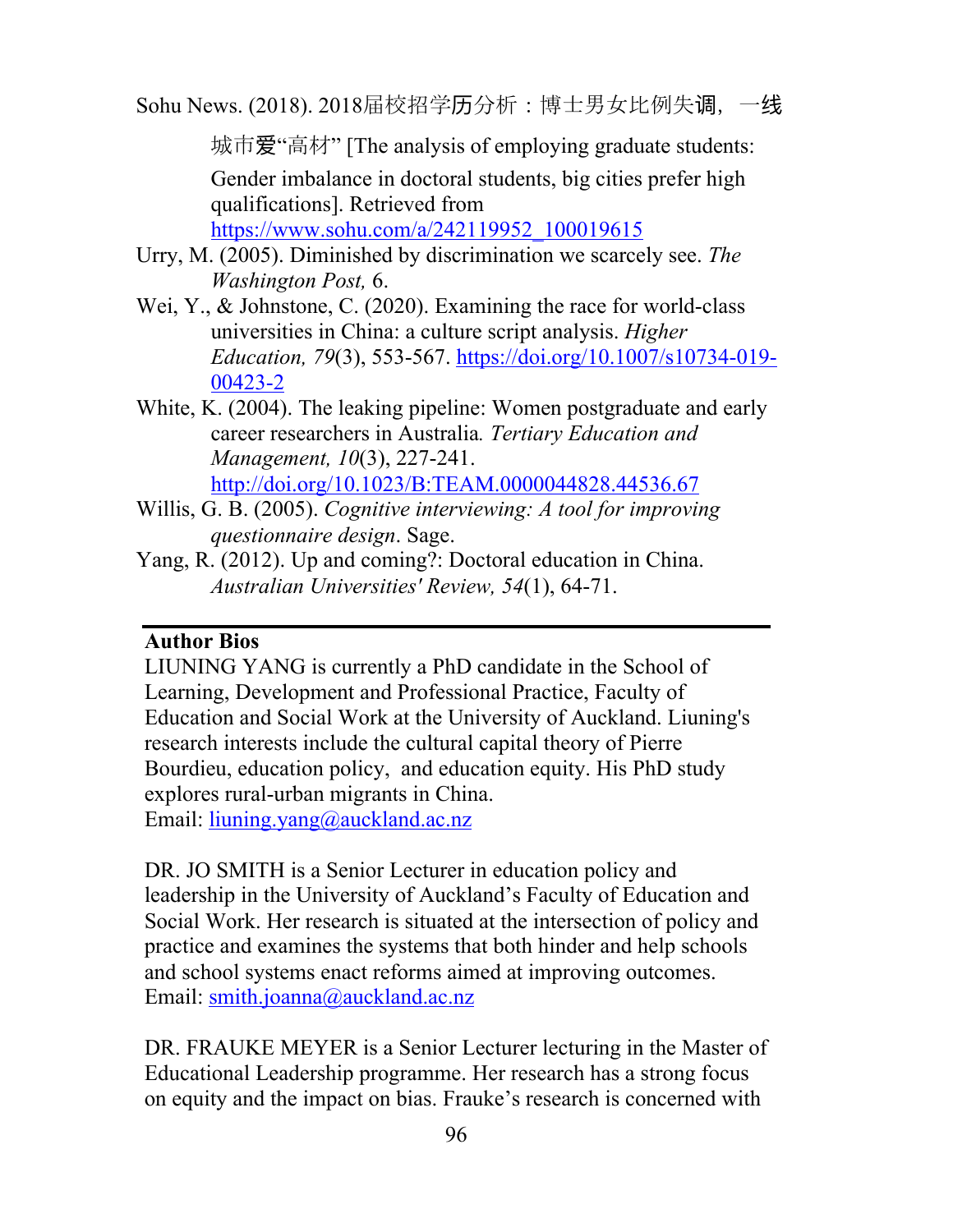Sohu News. (2018). 2018届校招学历分析：博士男女比例失调，一线城市爱“高材” [The analysis of employing graduate students: Gender imbalance in doctoral students, big cities prefer high qualifications]. Retrieved from https://www.sohu.com/a/242119952_100019615

Urry, M. (2005). Diminished by discrimination we scarcely see. *The Washington Post,* 6.

Wei, Y., & Johnstone, C. (2020). Examining the race for world-class universities in China: a culture script analysis. *Higher Education, 79*(3), 553-567. https://doi.org/10.1007/s10734-019-00423-2

White, K. (2004). The leaking pipeline: Women postgraduate and early career researchers in Australia*. Tertiary Education and Management, 10*(3), 227-241. http://doi.org/10.1023/B:TEAM.0000044828.44536.67

Willis, G. B. (2005). *Cognitive interviewing: A tool for improving questionnaire design*. Sage.

Yang, R. (2012). Up and coming?: Doctoral education in China. *Australian Universities' Review, 54*(1), 64-71.

---

**Author Bios**

LIUNING YANG is currently a PhD candidate in the School of Learning, Development and Professional Practice, Faculty of Education and Social Work at the University of Auckland. Liuning's research interests include the cultural capital theory of Pierre Bourdieu, education policy, and education equity. His PhD study explores rural-urban migrants in China.
Email: liuning.yang@auckland.ac.nz

DR. JO SMITH is a Senior Lecturer in education policy and leadership in the University of Auckland's Faculty of Education and Social Work. Her research is situated at the intersection of policy and practice and examines the systems that both hinder and help schools and school systems enact reforms aimed at improving outcomes.
Email: smith.joanna@auckland.ac.nz

DR. FRAUKE MEYER is a Senior Lecturer lecturing in the Master of Educational Leadership programme. Her research has a strong focus on equity and the impact on bias. Frauke's research is concerned with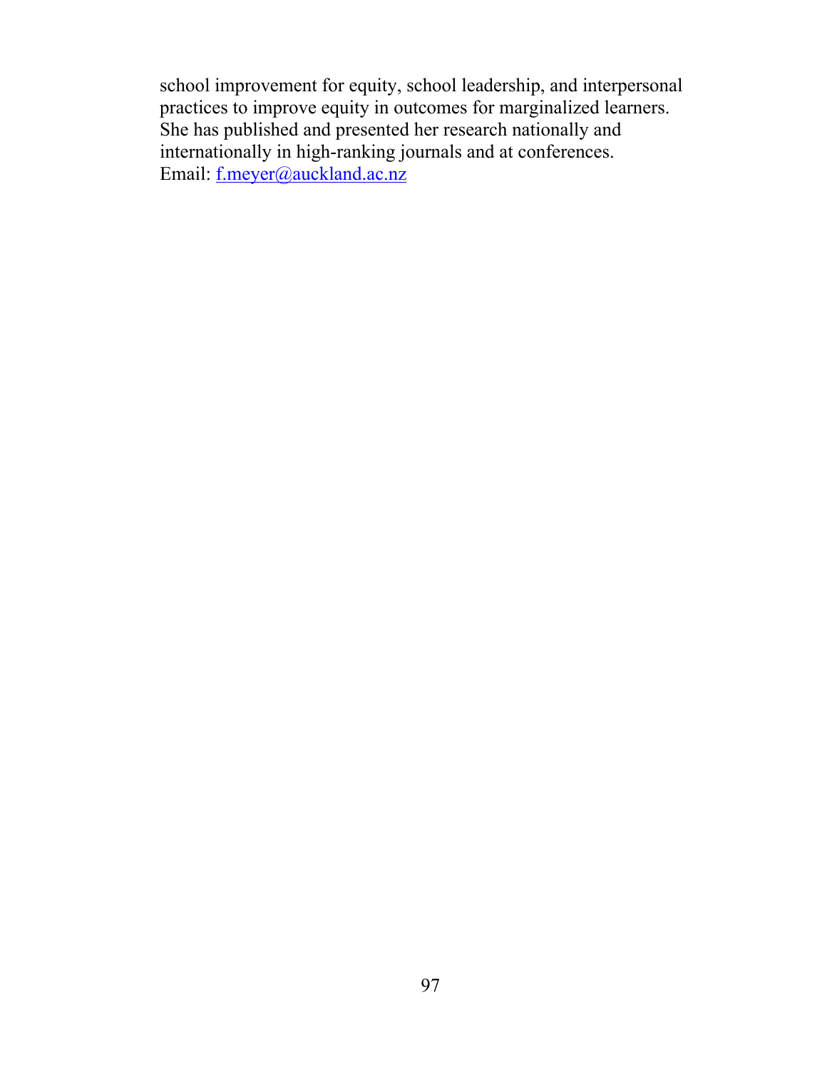school improvement for equity, school leadership, and interpersonal practices to improve equity in outcomes for marginalized learners. She has published and presented her research nationally and internationally in high-ranking journals and at conferences.
Email: f.meyer@auckland.ac.nz